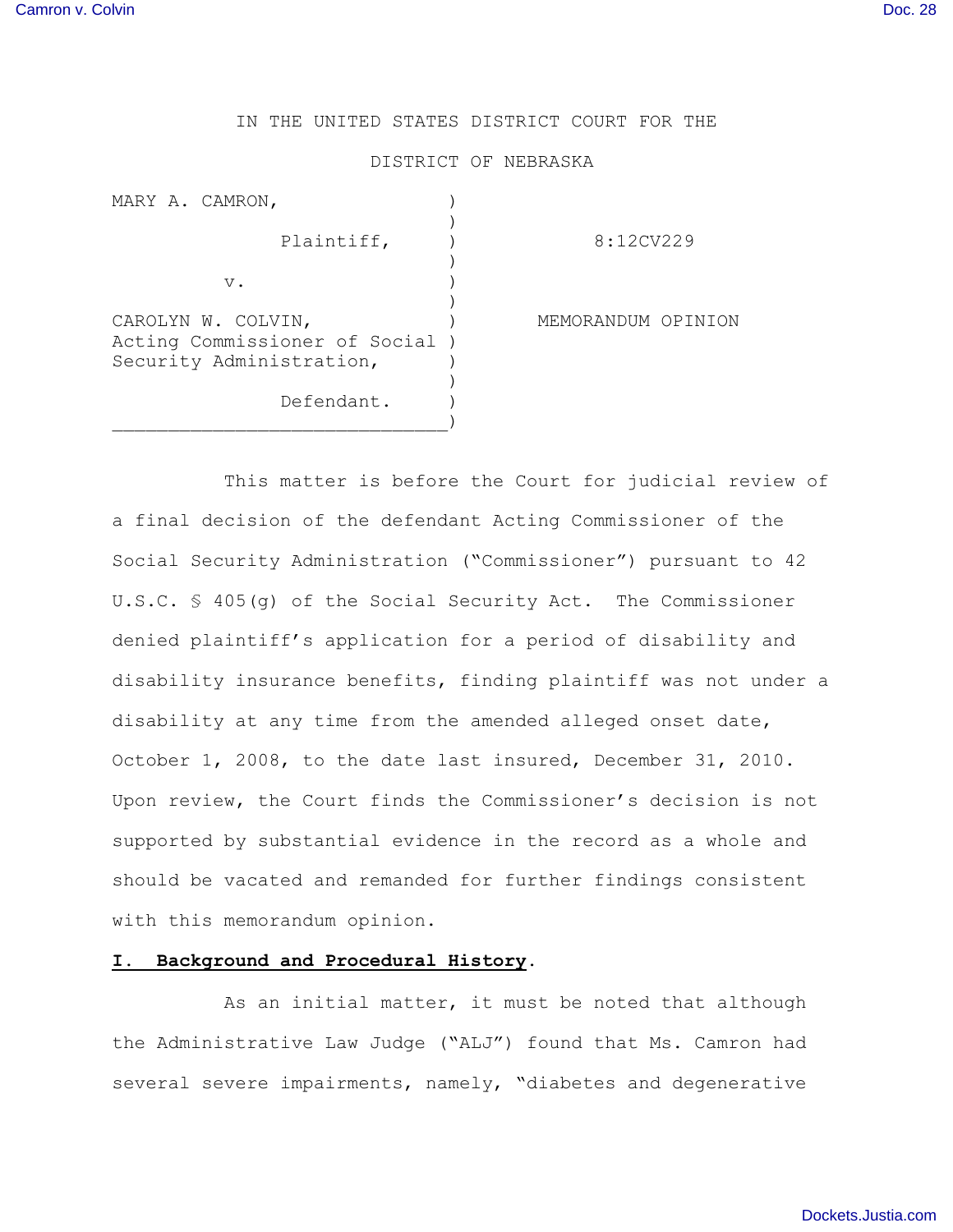IN THE UNITED STATES DISTRICT COURT FOR THE

DISTRICT OF NEBRASKA

| | | |
|---|---|---|
| MARY A. CAMRON, Plaintiff, | ) | 8:12CV229 |
| v. | ) | |
| CAROLYN W. COLVIN, Acting Commissioner of Social Security Administration, Defendant. | ) | MEMORANDUM OPINION |

This matter is before the Court for judicial review of a final decision of the defendant Acting Commissioner of the Social Security Administration ("Commissioner") pursuant to 42 U.S.C. § 405(g) of the Social Security Act. The Commissioner denied plaintiff's application for a period of disability and disability insurance benefits, finding plaintiff was not under a disability at any time from the amended alleged onset date, October 1, 2008, to the date last insured, December 31, 2010. Upon review, the Court finds the Commissioner's decision is not supported by substantial evidence in the record as a whole and should be vacated and remanded for further findings consistent with this memorandum opinion.

## I. Background and Procedural History.

As an initial matter, it must be noted that although the Administrative Law Judge ("ALJ") found that Ms. Camron had several severe impairments, namely, "diabetes and degenerative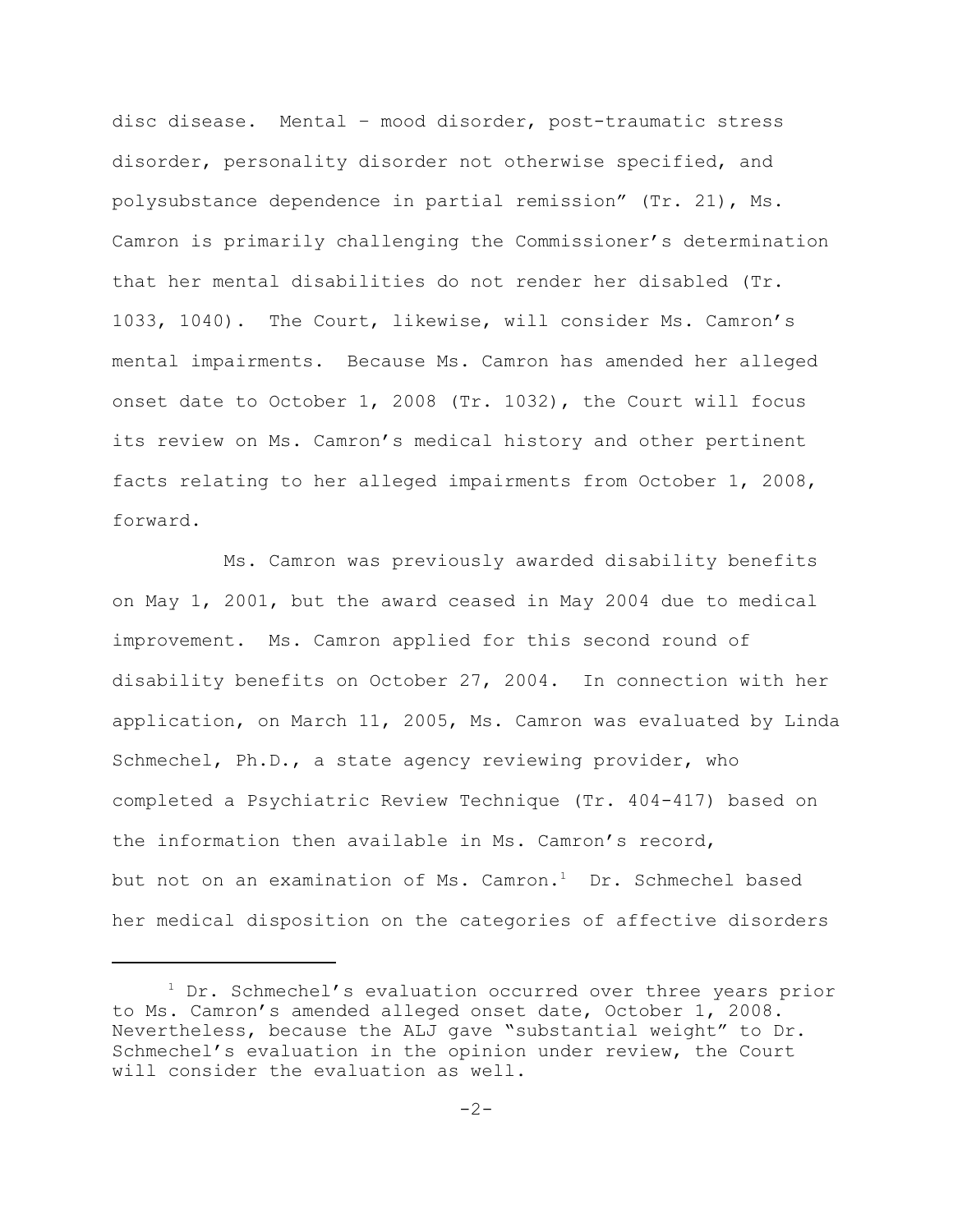disc disease. Mental – mood disorder, post-traumatic stress disorder, personality disorder not otherwise specified, and polysubstance dependence in partial remission" (Tr. 21), Ms. Camron is primarily challenging the Commissioner's determination that her mental disabilities do not render her disabled (Tr. 1033, 1040). The Court, likewise, will consider Ms. Camron's mental impairments. Because Ms. Camron has amended her alleged onset date to October 1, 2008 (Tr. 1032), the Court will focus its review on Ms. Camron's medical history and other pertinent facts relating to her alleged impairments from October 1, 2008, forward.

Ms. Camron was previously awarded disability benefits on May 1, 2001, but the award ceased in May 2004 due to medical improvement. Ms. Camron applied for this second round of disability benefits on October 27, 2004. In connection with her application, on March 11, 2005, Ms. Camron was evaluated by Linda Schmechel, Ph.D., a state agency reviewing provider, who completed a Psychiatric Review Technique (Tr. 404-417) based on the information then available in Ms. Camron's record, but not on an examination of Ms. Camron.[1] Dr. Schmechel based her medical disposition on the categories of affective disorders

[1] Dr. Schmechel's evaluation occurred over three years prior to Ms. Camron's amended alleged onset date, October 1, 2008. Nevertheless, because the ALJ gave "substantial weight" to Dr. Schmechel's evaluation in the opinion under review, the Court will consider the evaluation as well.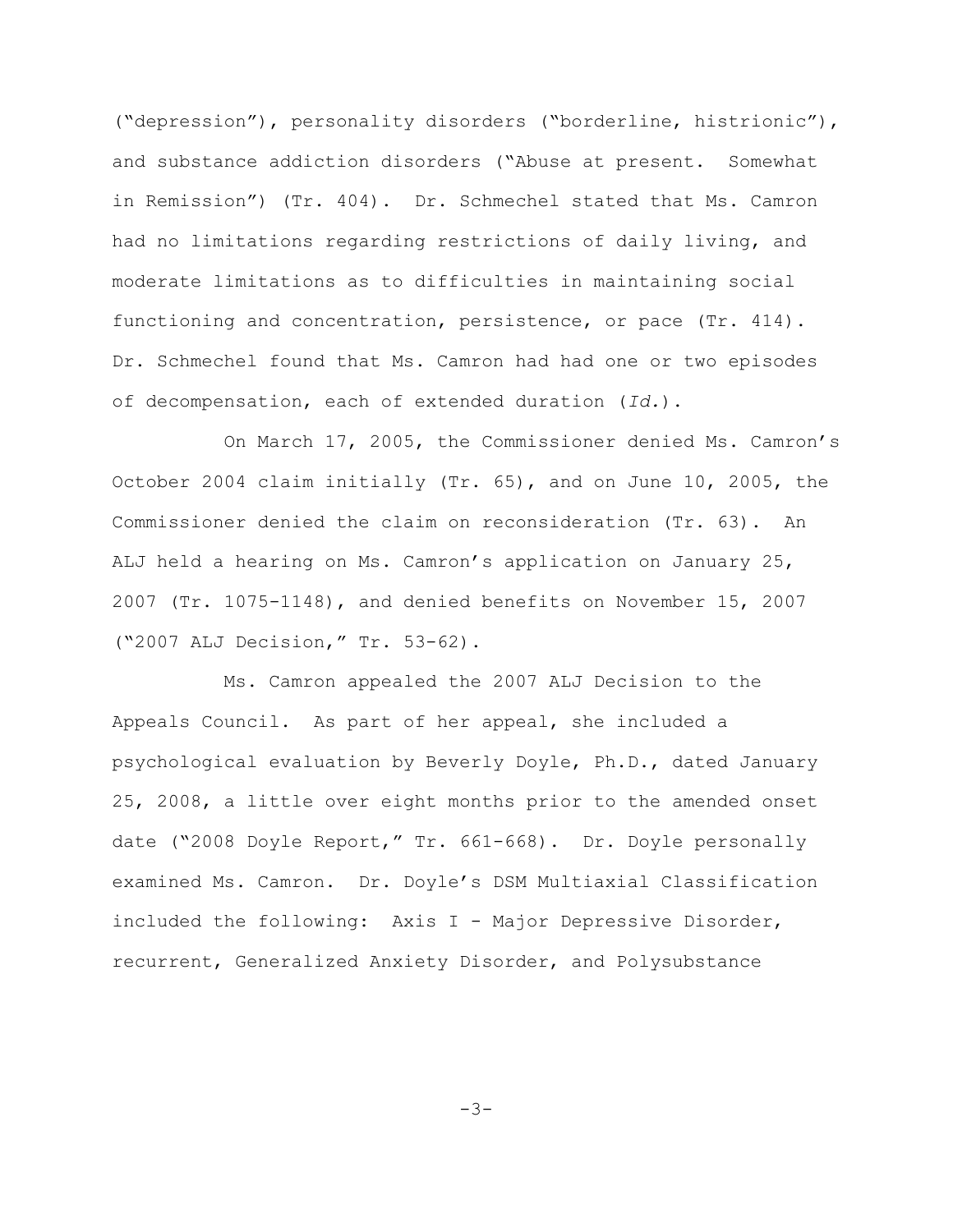("depression"), personality disorders ("borderline, histrionic"), and substance addiction disorders ("Abuse at present. Somewhat in Remission") (Tr. 404). Dr. Schmechel stated that Ms. Camron had no limitations regarding restrictions of daily living, and moderate limitations as to difficulties in maintaining social functioning and concentration, persistence, or pace (Tr. 414). Dr. Schmechel found that Ms. Camron had had one or two episodes of decompensation, each of extended duration (*Id.*).

On March 17, 2005, the Commissioner denied Ms. Camron's October 2004 claim initially (Tr. 65), and on June 10, 2005, the Commissioner denied the claim on reconsideration (Tr. 63). An ALJ held a hearing on Ms. Camron's application on January 25, 2007 (Tr. 1075-1148), and denied benefits on November 15, 2007 ("2007 ALJ Decision," Tr. 53-62).

Ms. Camron appealed the 2007 ALJ Decision to the Appeals Council. As part of her appeal, she included a psychological evaluation by Beverly Doyle, Ph.D., dated January 25, 2008, a little over eight months prior to the amended onset date ("2008 Doyle Report," Tr. 661-668). Dr. Doyle personally examined Ms. Camron. Dr. Doyle's DSM Multiaxial Classification included the following: Axis I - Major Depressive Disorder, recurrent, Generalized Anxiety Disorder, and Polysubstance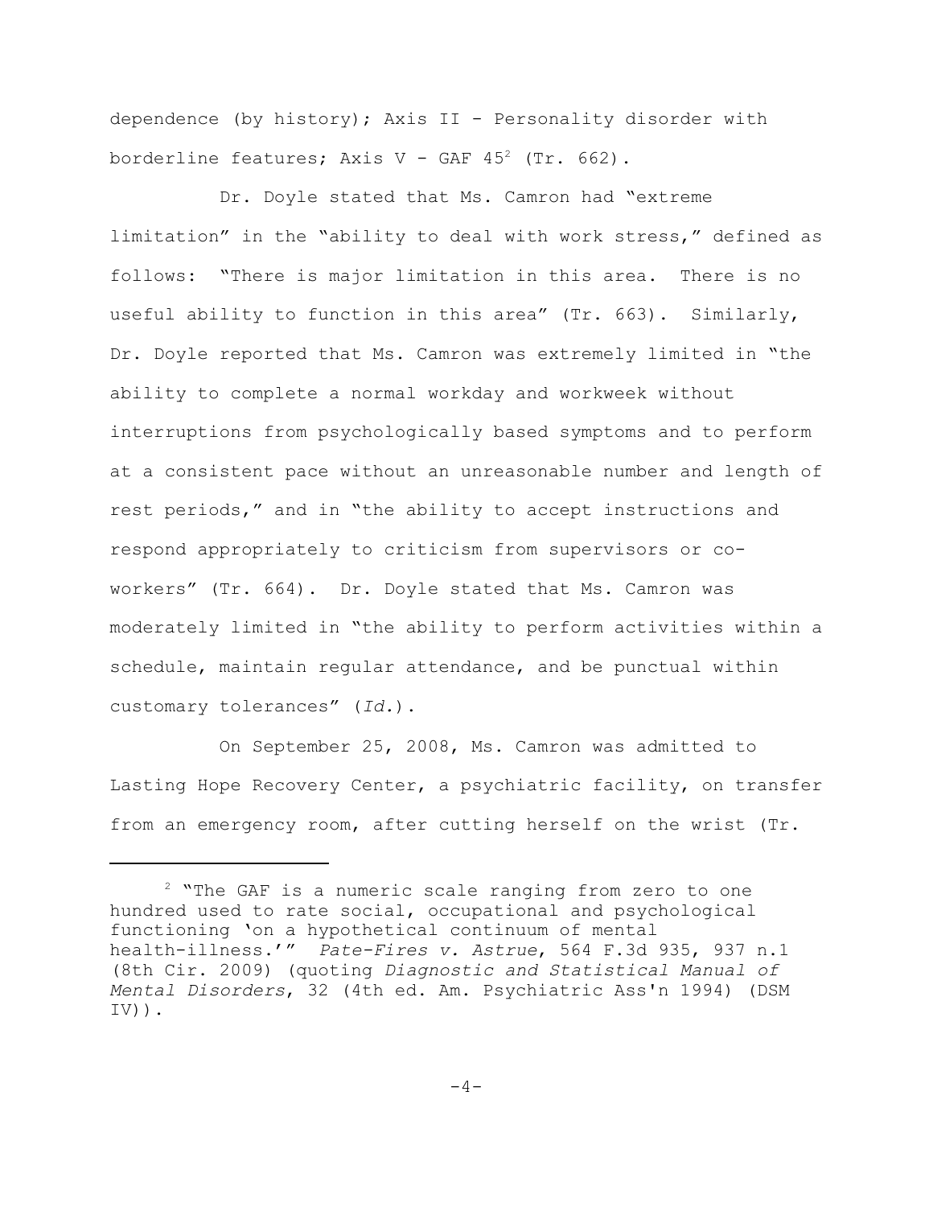dependence (by history); Axis II - Personality disorder with borderline features; Axis V - GAF 45[2] (Tr. 662).

Dr. Doyle stated that Ms. Camron had "extreme limitation" in the "ability to deal with work stress," defined as follows: "There is major limitation in this area. There is no useful ability to function in this area" (Tr. 663). Similarly, Dr. Doyle reported that Ms. Camron was extremely limited in "the ability to complete a normal workday and workweek without interruptions from psychologically based symptoms and to perform at a consistent pace without an unreasonable number and length of rest periods," and in "the ability to accept instructions and respond appropriately to criticism from supervisors or co-workers" (Tr. 664). Dr. Doyle stated that Ms. Camron was moderately limited in "the ability to perform activities within a schedule, maintain regular attendance, and be punctual within customary tolerances" (*Id.*).

On September 25, 2008, Ms. Camron was admitted to Lasting Hope Recovery Center, a psychiatric facility, on transfer from an emergency room, after cutting herself on the wrist (Tr.

---

[2] "The GAF is a numeric scale ranging from zero to one hundred used to rate social, occupational and psychological functioning 'on a hypothetical continuum of mental health-illness.'" *Pate-Fires v. Astrue*, 564 F.3d 935, 937 n.1 (8th Cir. 2009) (quoting *Diagnostic and Statistical Manual of Mental Disorders*, 32 (4th ed. Am. Psychiatric Ass'n 1994) (DSM IV)).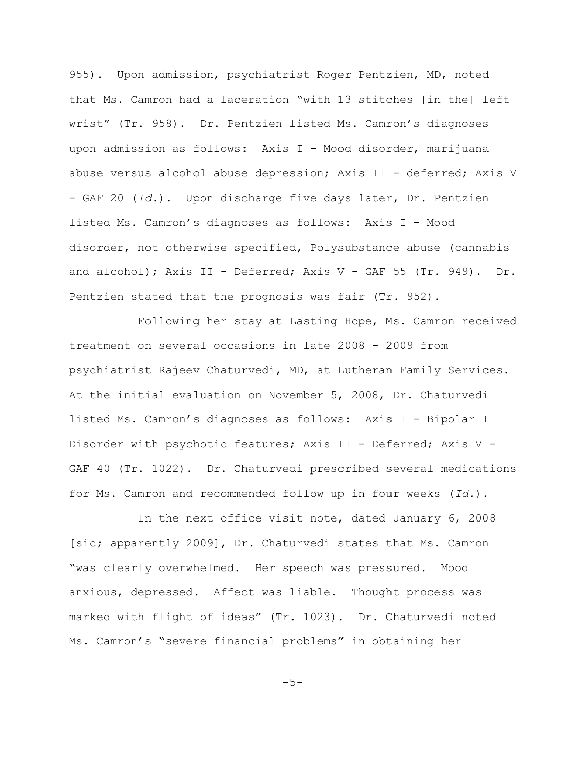955). Upon admission, psychiatrist Roger Pentzien, MD, noted that Ms. Camron had a laceration "with 13 stitches [in the] left wrist" (Tr. 958). Dr. Pentzien listed Ms. Camron's diagnoses upon admission as follows: Axis I - Mood disorder, marijuana abuse versus alcohol abuse depression; Axis II - deferred; Axis V - GAF 20 (*Id.*). Upon discharge five days later, Dr. Pentzien listed Ms. Camron's diagnoses as follows: Axis I - Mood disorder, not otherwise specified, Polysubstance abuse (cannabis and alcohol); Axis II - Deferred; Axis V - GAF 55 (Tr. 949). Dr. Pentzien stated that the prognosis was fair (Tr. 952).

Following her stay at Lasting Hope, Ms. Camron received treatment on several occasions in late 2008 - 2009 from psychiatrist Rajeev Chaturvedi, MD, at Lutheran Family Services. At the initial evaluation on November 5, 2008, Dr. Chaturvedi listed Ms. Camron's diagnoses as follows: Axis I - Bipolar I Disorder with psychotic features; Axis II - Deferred; Axis V - GAF 40 (Tr. 1022). Dr. Chaturvedi prescribed several medications for Ms. Camron and recommended follow up in four weeks (*Id.*).

In the next office visit note, dated January 6, 2008 [sic; apparently 2009], Dr. Chaturvedi states that Ms. Camron "was clearly overwhelmed. Her speech was pressured. Mood anxious, depressed. Affect was liable. Thought process was marked with flight of ideas" (Tr. 1023). Dr. Chaturvedi noted Ms. Camron's "severe financial problems" in obtaining her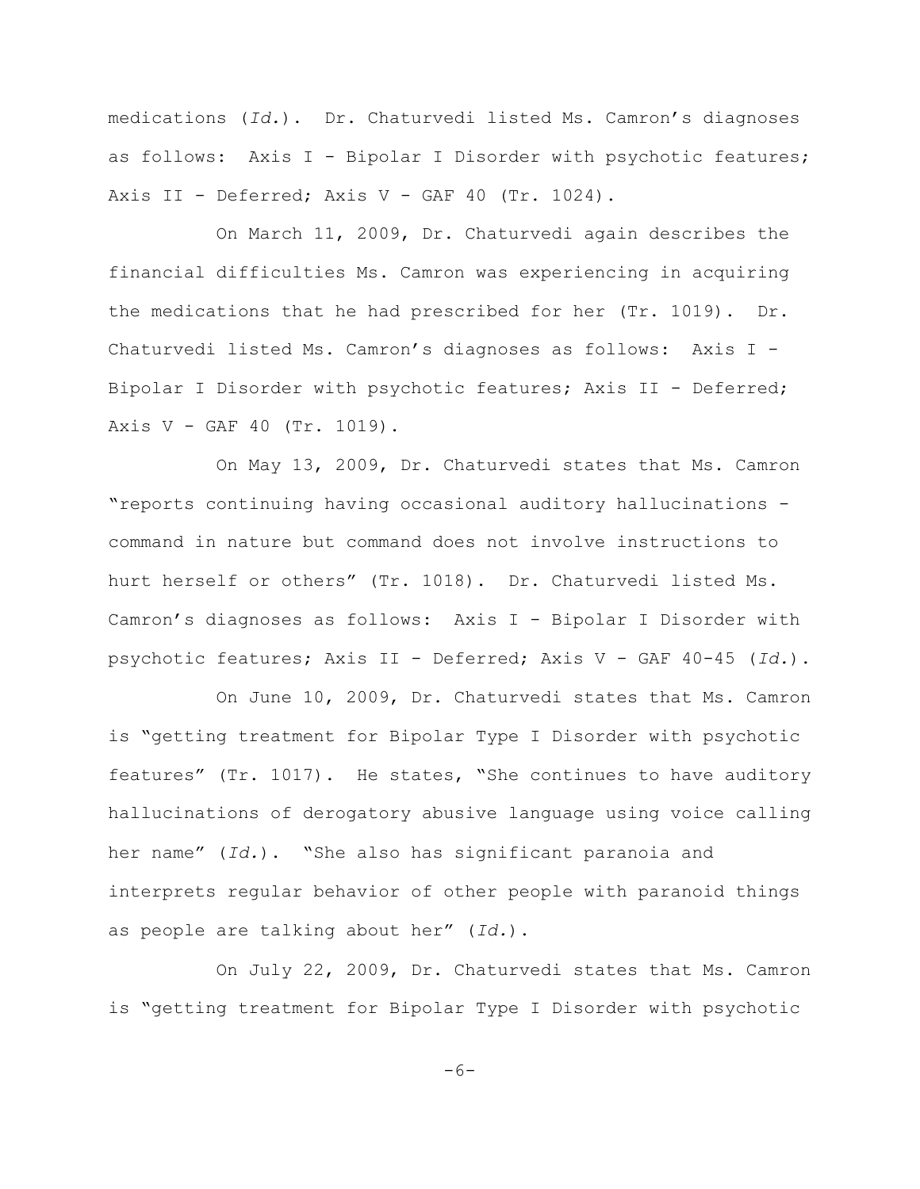medications (*Id.*). Dr. Chaturvedi listed Ms. Camron's diagnoses as follows: Axis I - Bipolar I Disorder with psychotic features; Axis II - Deferred; Axis V - GAF 40 (Tr. 1024).

On March 11, 2009, Dr. Chaturvedi again describes the financial difficulties Ms. Camron was experiencing in acquiring the medications that he had prescribed for her (Tr. 1019). Dr. Chaturvedi listed Ms. Camron's diagnoses as follows: Axis I - Bipolar I Disorder with psychotic features; Axis II - Deferred; Axis V - GAF 40 (Tr. 1019).

On May 13, 2009, Dr. Chaturvedi states that Ms. Camron "reports continuing having occasional auditory hallucinations - command in nature but command does not involve instructions to hurt herself or others" (Tr. 1018). Dr. Chaturvedi listed Ms. Camron's diagnoses as follows: Axis I - Bipolar I Disorder with psychotic features; Axis II - Deferred; Axis V - GAF 40-45 (*Id.*).

On June 10, 2009, Dr. Chaturvedi states that Ms. Camron is "getting treatment for Bipolar Type I Disorder with psychotic features" (Tr. 1017). He states, "She continues to have auditory hallucinations of derogatory abusive language using voice calling her name" (*Id.*). "She also has significant paranoia and interprets regular behavior of other people with paranoid things as people are talking about her" (*Id.*).

On July 22, 2009, Dr. Chaturvedi states that Ms. Camron is "getting treatment for Bipolar Type I Disorder with psychotic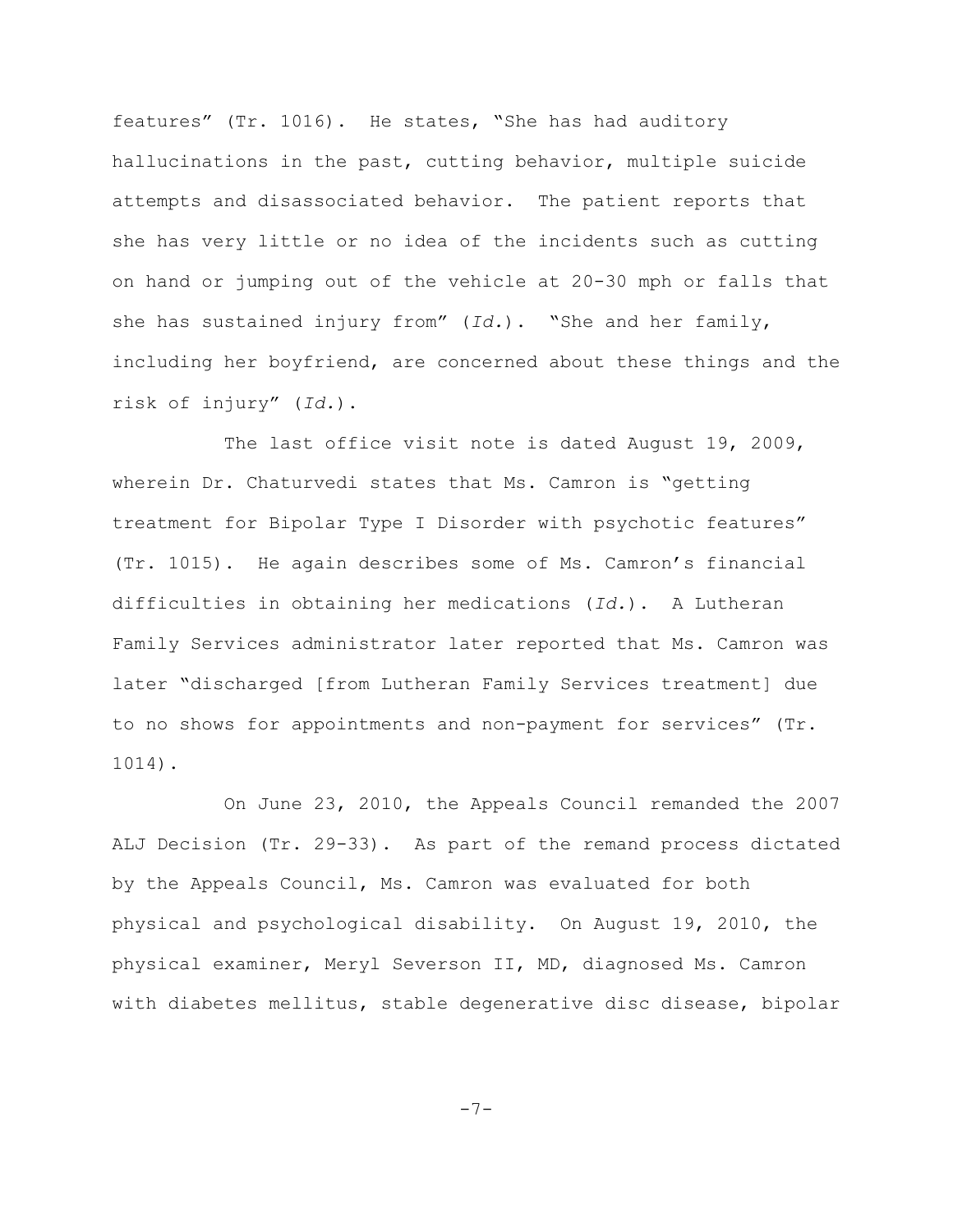features" (Tr. 1016). He states, "She has had auditory hallucinations in the past, cutting behavior, multiple suicide attempts and disassociated behavior. The patient reports that she has very little or no idea of the incidents such as cutting on hand or jumping out of the vehicle at 20-30 mph or falls that she has sustained injury from" (*Id.*). "She and her family, including her boyfriend, are concerned about these things and the risk of injury" (*Id.*).

The last office visit note is dated August 19, 2009, wherein Dr. Chaturvedi states that Ms. Camron is "getting treatment for Bipolar Type I Disorder with psychotic features" (Tr. 1015). He again describes some of Ms. Camron's financial difficulties in obtaining her medications (*Id.*). A Lutheran Family Services administrator later reported that Ms. Camron was later "discharged [from Lutheran Family Services treatment] due to no shows for appointments and non-payment for services" (Tr. 1014).

On June 23, 2010, the Appeals Council remanded the 2007 ALJ Decision (Tr. 29-33). As part of the remand process dictated by the Appeals Council, Ms. Camron was evaluated for both physical and psychological disability. On August 19, 2010, the physical examiner, Meryl Severson II, MD, diagnosed Ms. Camron with diabetes mellitus, stable degenerative disc disease, bipolar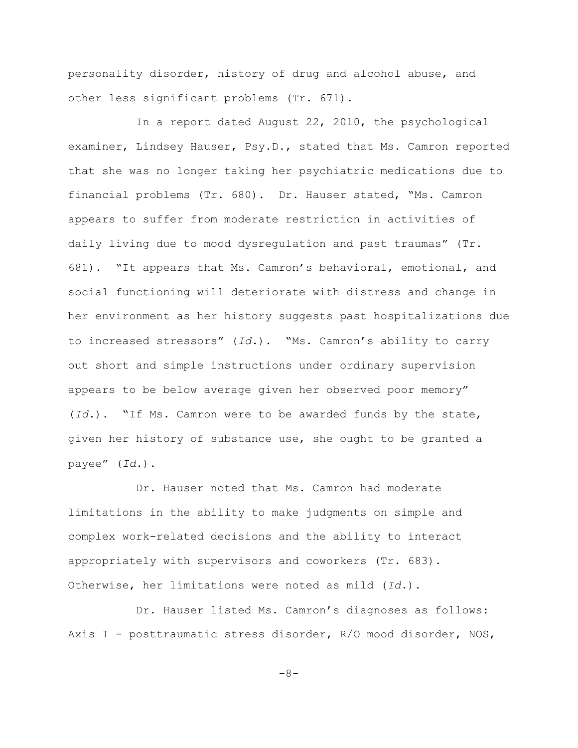personality disorder, history of drug and alcohol abuse, and other less significant problems (Tr. 671).

In a report dated August 22, 2010, the psychological examiner, Lindsey Hauser, Psy.D., stated that Ms. Camron reported that she was no longer taking her psychiatric medications due to financial problems (Tr. 680). Dr. Hauser stated, "Ms. Camron appears to suffer from moderate restriction in activities of daily living due to mood dysregulation and past traumas" (Tr. 681). "It appears that Ms. Camron's behavioral, emotional, and social functioning will deteriorate with distress and change in her environment as her history suggests past hospitalizations due to increased stressors" (*Id.*). "Ms. Camron's ability to carry out short and simple instructions under ordinary supervision appears to be below average given her observed poor memory" (*Id.*). "If Ms. Camron were to be awarded funds by the state, given her history of substance use, she ought to be granted a payee" (*Id.*).

Dr. Hauser noted that Ms. Camron had moderate limitations in the ability to make judgments on simple and complex work-related decisions and the ability to interact appropriately with supervisors and coworkers (Tr. 683). Otherwise, her limitations were noted as mild (*Id.*).

Dr. Hauser listed Ms. Camron's diagnoses as follows: Axis I - posttraumatic stress disorder, R/O mood disorder, NOS,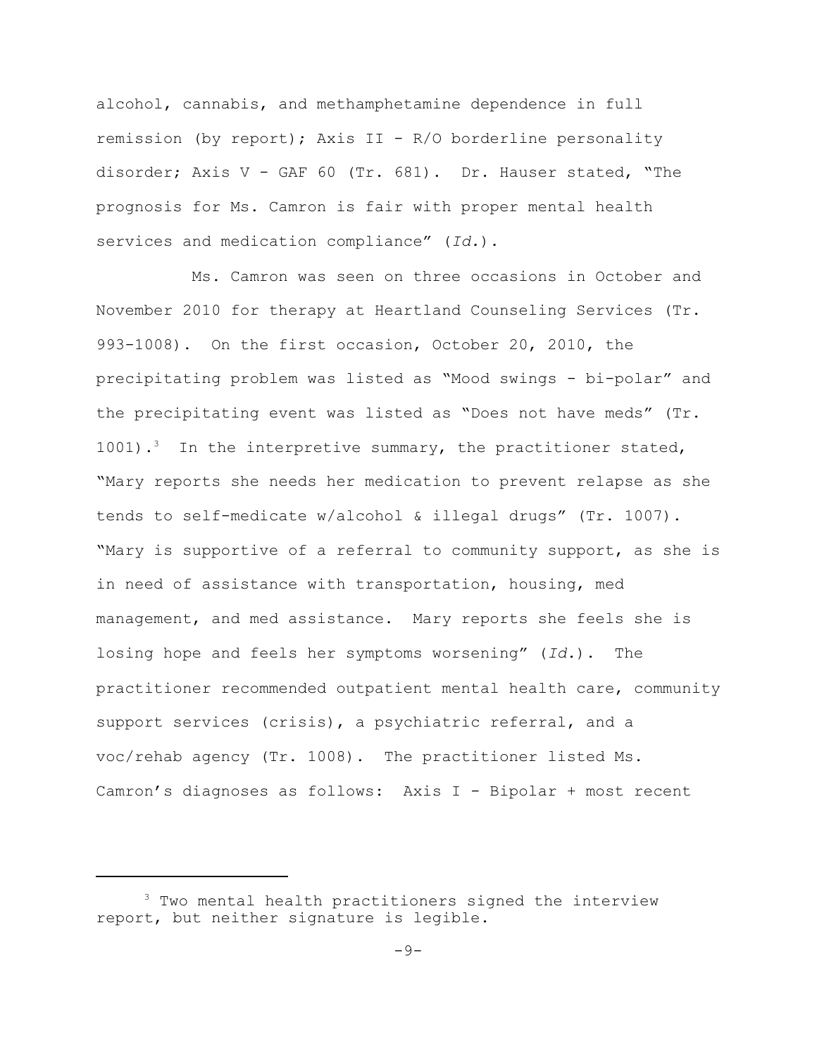alcohol, cannabis, and methamphetamine dependence in full remission (by report); Axis II - R/O borderline personality disorder; Axis V - GAF 60 (Tr. 681). Dr. Hauser stated, "The prognosis for Ms. Camron is fair with proper mental health services and medication compliance" (*Id.*).

Ms. Camron was seen on three occasions in October and November 2010 for therapy at Heartland Counseling Services (Tr. 993-1008). On the first occasion, October 20, 2010, the precipitating problem was listed as "Mood swings - bi-polar" and the precipitating event was listed as "Does not have meds" (Tr. 1001).[3] In the interpretive summary, the practitioner stated, "Mary reports she needs her medication to prevent relapse as she tends to self-medicate w/alcohol & illegal drugs" (Tr. 1007). "Mary is supportive of a referral to community support, as she is in need of assistance with transportation, housing, med management, and med assistance. Mary reports she feels she is losing hope and feels her symptoms worsening" (*Id.*). The practitioner recommended outpatient mental health care, community support services (crisis), a psychiatric referral, and a voc/rehab agency (Tr. 1008). The practitioner listed Ms. Camron's diagnoses as follows: Axis I - Bipolar + most recent

---

[3] Two mental health practitioners signed the interview report, but neither signature is legible.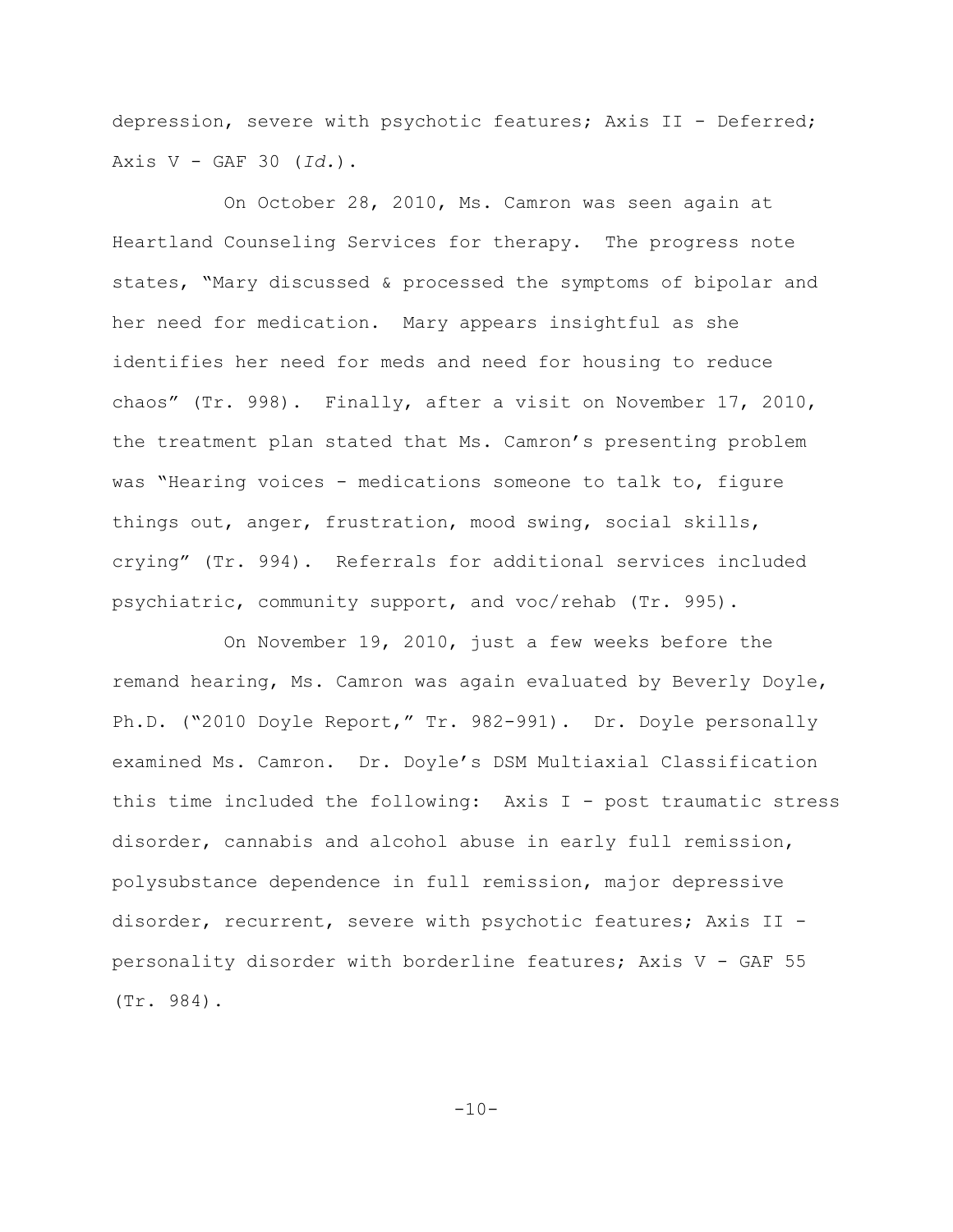depression, severe with psychotic features; Axis II - Deferred; Axis V - GAF 30 (*Id.*).

On October 28, 2010, Ms. Camron was seen again at Heartland Counseling Services for therapy. The progress note states, "Mary discussed & processed the symptoms of bipolar and her need for medication. Mary appears insightful as she identifies her need for meds and need for housing to reduce chaos" (Tr. 998). Finally, after a visit on November 17, 2010, the treatment plan stated that Ms. Camron's presenting problem was "Hearing voices - medications someone to talk to, figure things out, anger, frustration, mood swing, social skills, crying" (Tr. 994). Referrals for additional services included psychiatric, community support, and voc/rehab (Tr. 995).

On November 19, 2010, just a few weeks before the remand hearing, Ms. Camron was again evaluated by Beverly Doyle, Ph.D. ("2010 Doyle Report," Tr. 982-991). Dr. Doyle personally examined Ms. Camron. Dr. Doyle's DSM Multiaxial Classification this time included the following: Axis I - post traumatic stress disorder, cannabis and alcohol abuse in early full remission, polysubstance dependence in full remission, major depressive disorder, recurrent, severe with psychotic features; Axis II - personality disorder with borderline features; Axis V - GAF 55 (Tr. 984).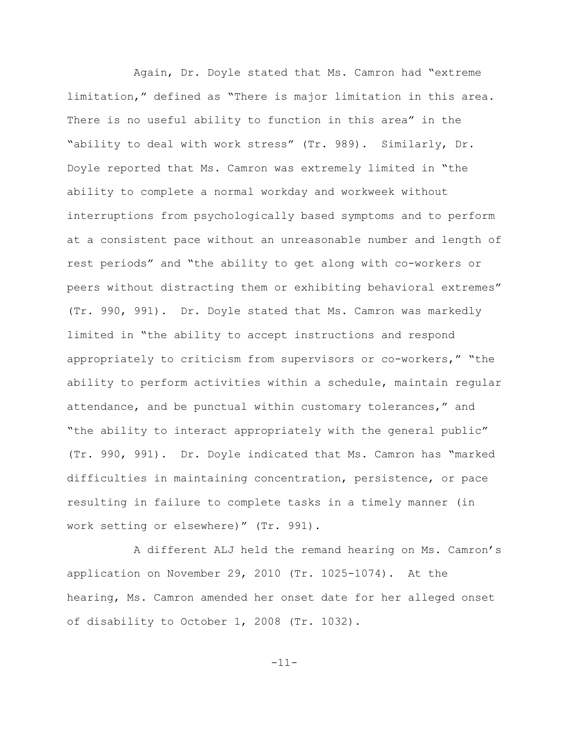Again, Dr. Doyle stated that Ms. Camron had "extreme limitation," defined as "There is major limitation in this area. There is no useful ability to function in this area" in the "ability to deal with work stress" (Tr. 989). Similarly, Dr. Doyle reported that Ms. Camron was extremely limited in "the ability to complete a normal workday and workweek without interruptions from psychologically based symptoms and to perform at a consistent pace without an unreasonable number and length of rest periods" and "the ability to get along with co-workers or peers without distracting them or exhibiting behavioral extremes" (Tr. 990, 991). Dr. Doyle stated that Ms. Camron was markedly limited in "the ability to accept instructions and respond appropriately to criticism from supervisors or co-workers," "the ability to perform activities within a schedule, maintain regular attendance, and be punctual within customary tolerances," and "the ability to interact appropriately with the general public" (Tr. 990, 991). Dr. Doyle indicated that Ms. Camron has "marked difficulties in maintaining concentration, persistence, or pace resulting in failure to complete tasks in a timely manner (in work setting or elsewhere)" (Tr. 991).

A different ALJ held the remand hearing on Ms. Camron's application on November 29, 2010 (Tr. 1025-1074). At the hearing, Ms. Camron amended her onset date for her alleged onset of disability to October 1, 2008 (Tr. 1032).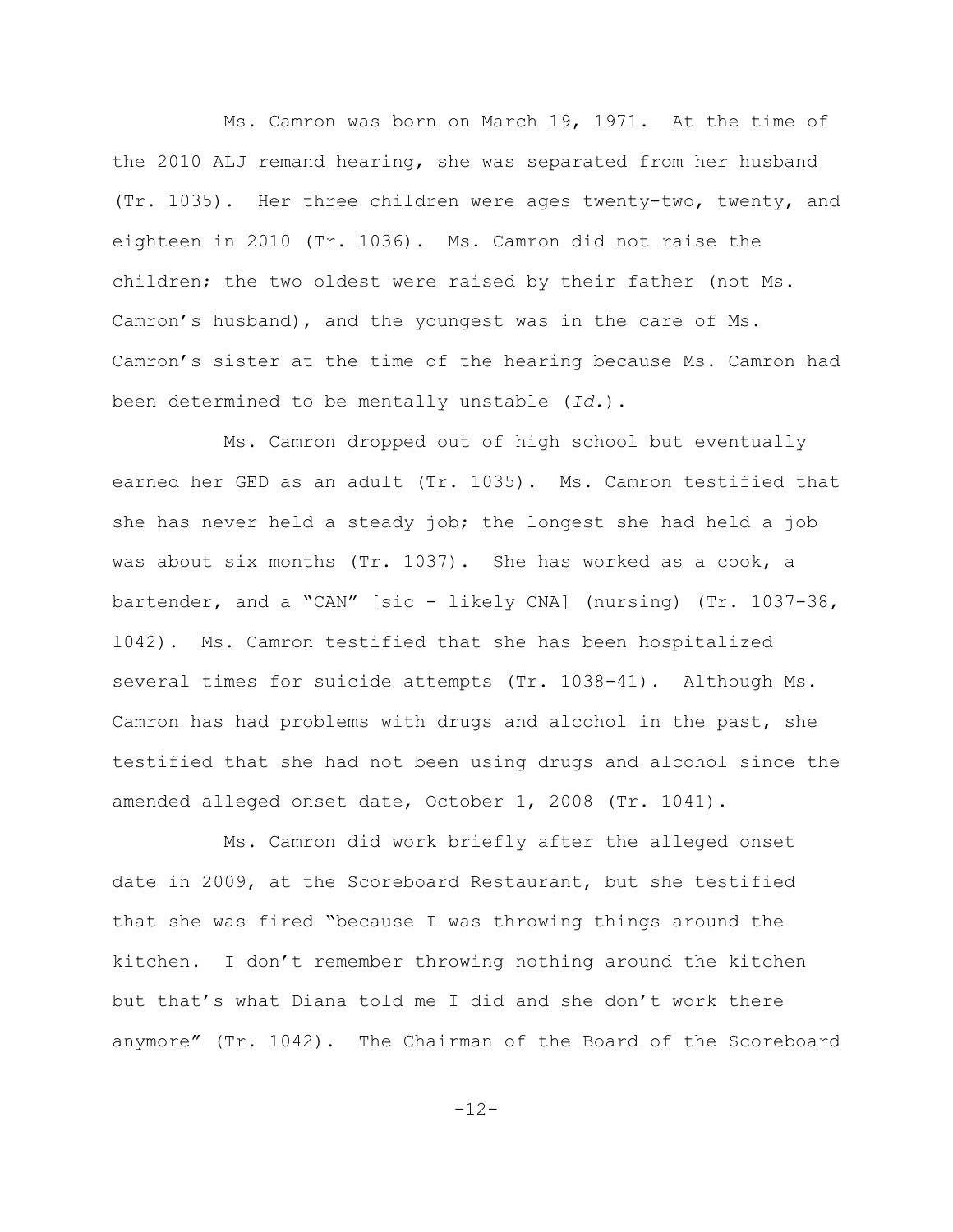Ms. Camron was born on March 19, 1971. At the time of the 2010 ALJ remand hearing, she was separated from her husband (Tr. 1035). Her three children were ages twenty-two, twenty, and eighteen in 2010 (Tr. 1036). Ms. Camron did not raise the children; the two oldest were raised by their father (not Ms. Camron's husband), and the youngest was in the care of Ms. Camron's sister at the time of the hearing because Ms. Camron had been determined to be mentally unstable (*Id.*).

Ms. Camron dropped out of high school but eventually earned her GED as an adult (Tr. 1035). Ms. Camron testified that she has never held a steady job; the longest she had held a job was about six months (Tr. 1037). She has worked as a cook, a bartender, and a "CAN" [sic - likely CNA] (nursing) (Tr. 1037-38, 1042). Ms. Camron testified that she has been hospitalized several times for suicide attempts (Tr. 1038-41). Although Ms. Camron has had problems with drugs and alcohol in the past, she testified that she had not been using drugs and alcohol since the amended alleged onset date, October 1, 2008 (Tr. 1041).

Ms. Camron did work briefly after the alleged onset date in 2009, at the Scoreboard Restaurant, but she testified that she was fired "because I was throwing things around the kitchen. I don't remember throwing nothing around the kitchen but that's what Diana told me I did and she don't work there anymore" (Tr. 1042). The Chairman of the Board of the Scoreboard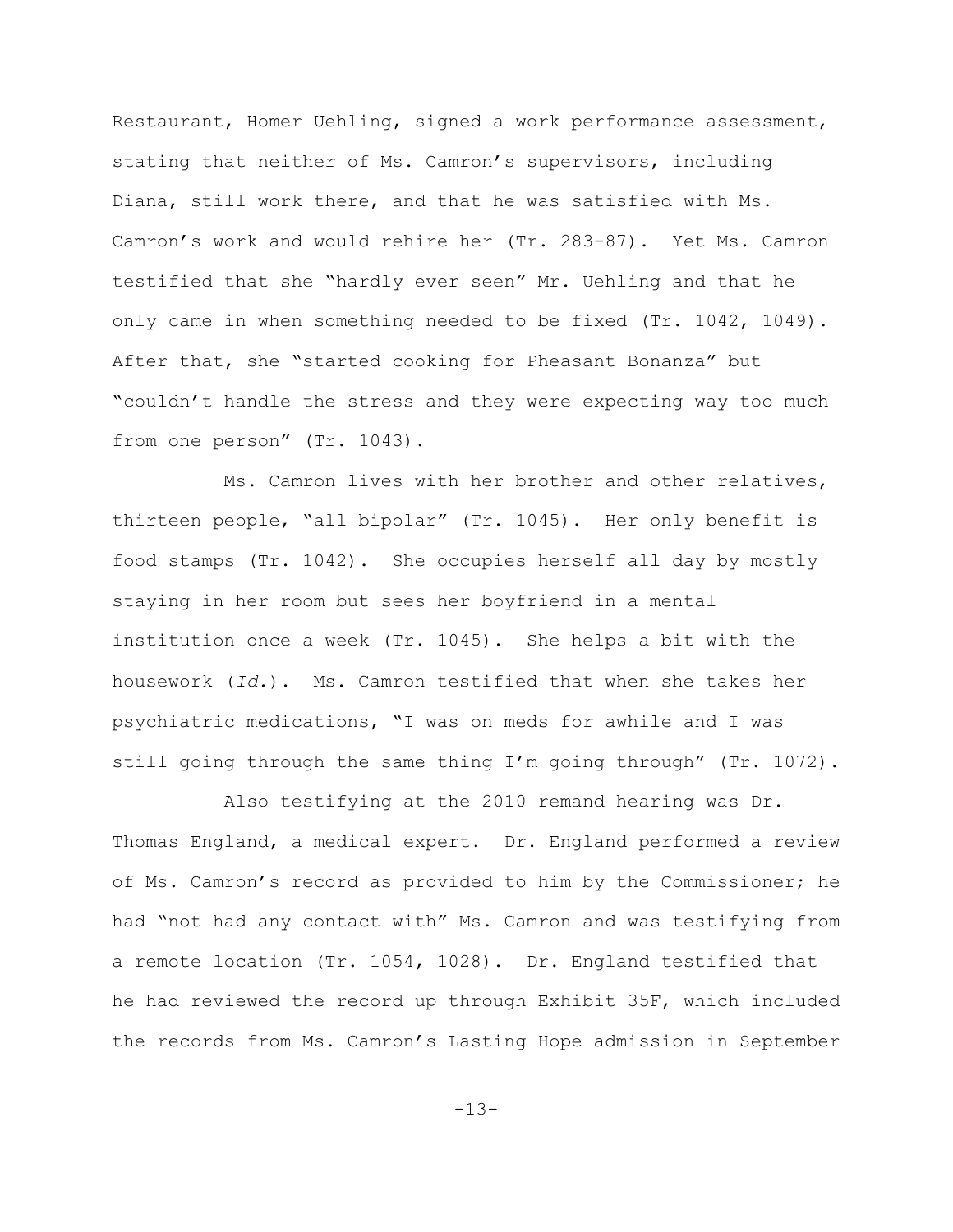Restaurant, Homer Uehling, signed a work performance assessment, stating that neither of Ms. Camron's supervisors, including Diana, still work there, and that he was satisfied with Ms. Camron's work and would rehire her (Tr. 283-87). Yet Ms. Camron testified that she "hardly ever seen" Mr. Uehling and that he only came in when something needed to be fixed (Tr. 1042, 1049). After that, she "started cooking for Pheasant Bonanza" but "couldn't handle the stress and they were expecting way too much from one person" (Tr. 1043).

Ms. Camron lives with her brother and other relatives, thirteen people, "all bipolar" (Tr. 1045). Her only benefit is food stamps (Tr. 1042). She occupies herself all day by mostly staying in her room but sees her boyfriend in a mental institution once a week (Tr. 1045). She helps a bit with the housework (*Id.*). Ms. Camron testified that when she takes her psychiatric medications, "I was on meds for awhile and I was still going through the same thing I'm going through" (Tr. 1072).

Also testifying at the 2010 remand hearing was Dr. Thomas England, a medical expert. Dr. England performed a review of Ms. Camron's record as provided to him by the Commissioner; he had "not had any contact with" Ms. Camron and was testifying from a remote location (Tr. 1054, 1028). Dr. England testified that he had reviewed the record up through Exhibit 35F, which included the records from Ms. Camron's Lasting Hope admission in September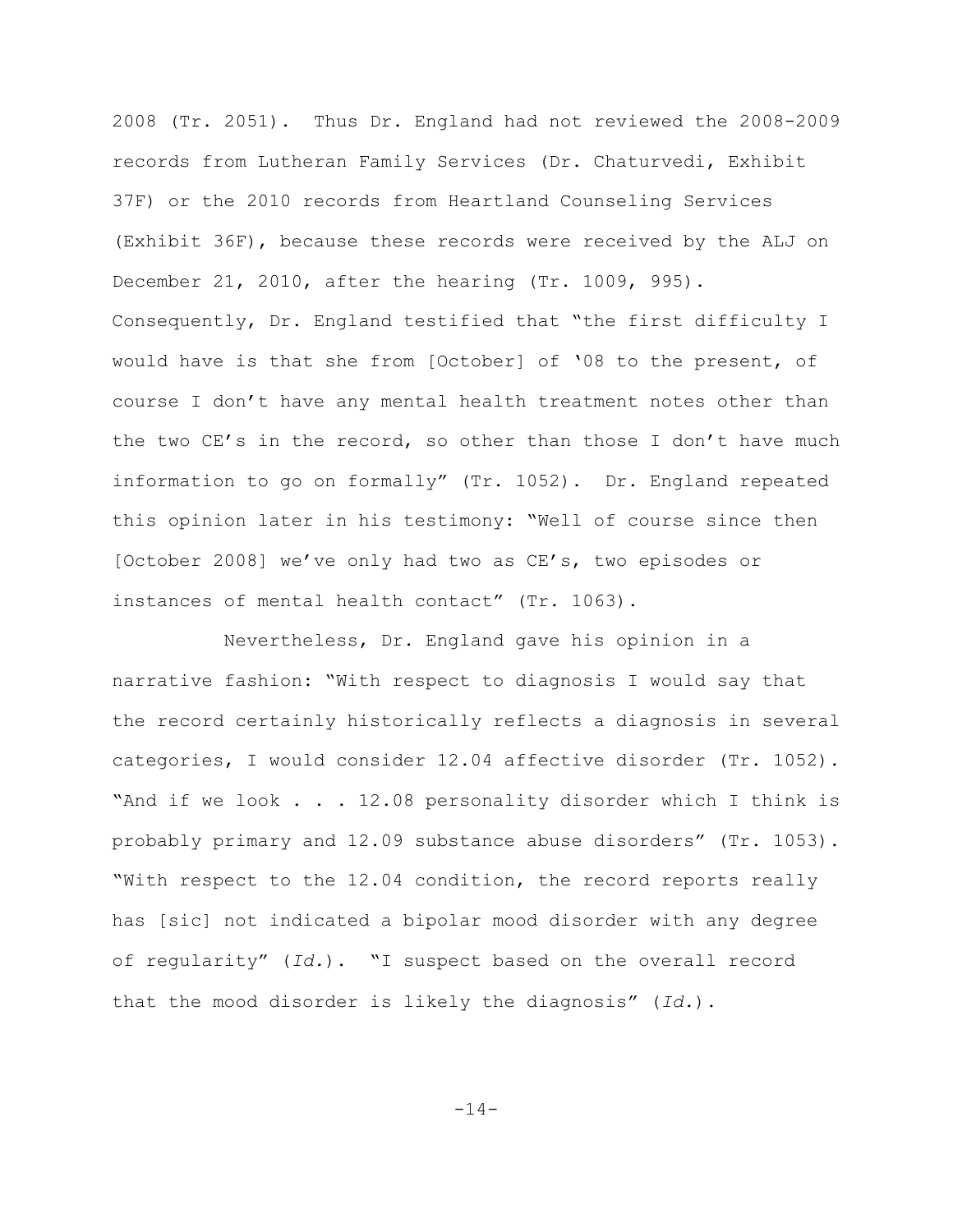2008 (Tr. 2051). Thus Dr. England had not reviewed the 2008-2009 records from Lutheran Family Services (Dr. Chaturvedi, Exhibit 37F) or the 2010 records from Heartland Counseling Services (Exhibit 36F), because these records were received by the ALJ on December 21, 2010, after the hearing (Tr. 1009, 995). Consequently, Dr. England testified that "the first difficulty I would have is that she from [October] of '08 to the present, of course I don't have any mental health treatment notes other than the two CE's in the record, so other than those I don't have much information to go on formally" (Tr. 1052). Dr. England repeated this opinion later in his testimony: "Well of course since then [October 2008] we've only had two as CE's, two episodes or instances of mental health contact" (Tr. 1063).

Nevertheless, Dr. England gave his opinion in a narrative fashion: "With respect to diagnosis I would say that the record certainly historically reflects a diagnosis in several categories, I would consider 12.04 affective disorder (Tr. 1052). "And if we look . . . 12.08 personality disorder which I think is probably primary and 12.09 substance abuse disorders" (Tr. 1053). "With respect to the 12.04 condition, the record reports really has [sic] not indicated a bipolar mood disorder with any degree of regularity" (*Id.*). "I suspect based on the overall record that the mood disorder is likely the diagnosis" (*Id.*).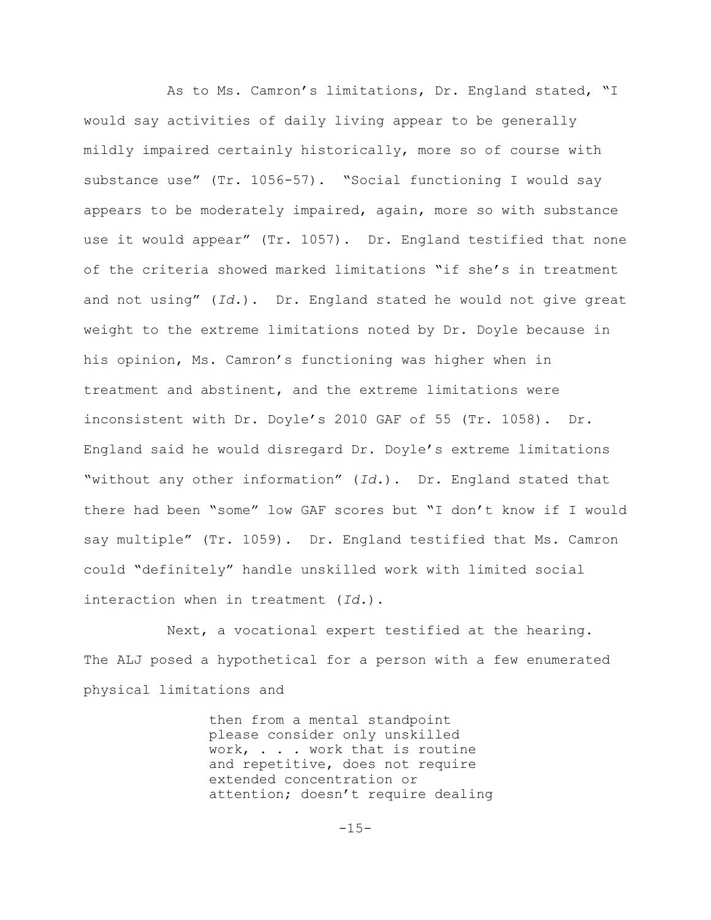As to Ms. Camron's limitations, Dr. England stated, "I would say activities of daily living appear to be generally mildly impaired certainly historically, more so of course with substance use" (Tr. 1056-57). "Social functioning I would say appears to be moderately impaired, again, more so with substance use it would appear" (Tr. 1057). Dr. England testified that none of the criteria showed marked limitations "if she's in treatment and not using" (*Id.*). Dr. England stated he would not give great weight to the extreme limitations noted by Dr. Doyle because in his opinion, Ms. Camron's functioning was higher when in treatment and abstinent, and the extreme limitations were inconsistent with Dr. Doyle's 2010 GAF of 55 (Tr. 1058). Dr. England said he would disregard Dr. Doyle's extreme limitations "without any other information" (*Id.*). Dr. England stated that there had been "some" low GAF scores but "I don't know if I would say multiple" (Tr. 1059). Dr. England testified that Ms. Camron could "definitely" handle unskilled work with limited social interaction when in treatment (*Id.*).

Next, a vocational expert testified at the hearing. The ALJ posed a hypothetical for a person with a few enumerated physical limitations and

> then from a mental standpoint please consider only unskilled work, . . . work that is routine and repetitive, does not require extended concentration or attention; doesn't require dealing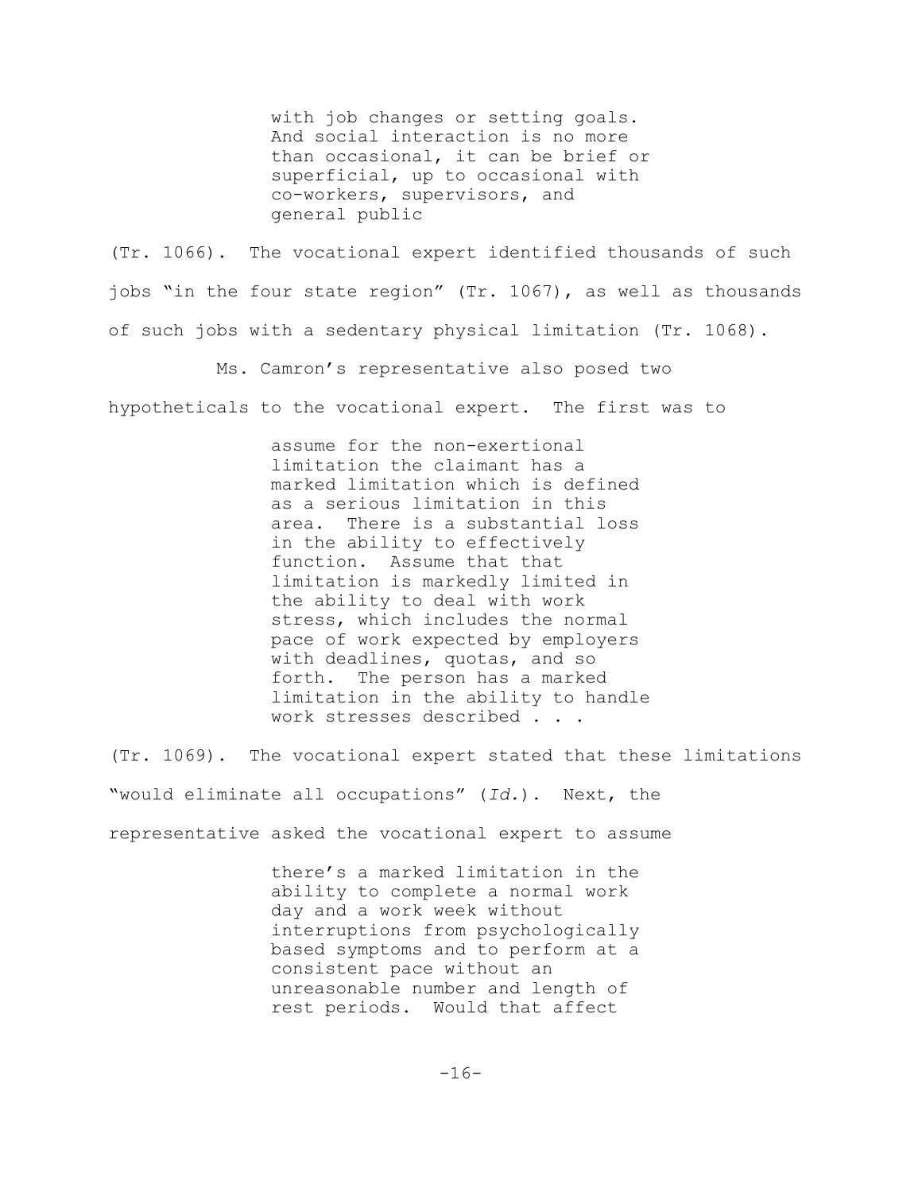> with job changes or setting goals. And social interaction is no more than occasional, it can be brief or superficial, up to occasional with co-workers, supervisors, and general public

(Tr. 1066). The vocational expert identified thousands of such jobs "in the four state region" (Tr. 1067), as well as thousands of such jobs with a sedentary physical limitation (Tr. 1068).

Ms. Camron's representative also posed two hypotheticals to the vocational expert. The first was to

> assume for the non-exertional limitation the claimant has a marked limitation which is defined as a serious limitation in this area. There is a substantial loss in the ability to effectively function. Assume that that limitation is markedly limited in the ability to deal with work stress, which includes the normal pace of work expected by employers with deadlines, quotas, and so forth. The person has a marked limitation in the ability to handle work stresses described . . .

(Tr. 1069). The vocational expert stated that these limitations "would eliminate all occupations" (*Id.*). Next, the representative asked the vocational expert to assume

> there's a marked limitation in the ability to complete a normal work day and a work week without interruptions from psychologically based symptoms and to perform at a consistent pace without an unreasonable number and length of rest periods. Would that affect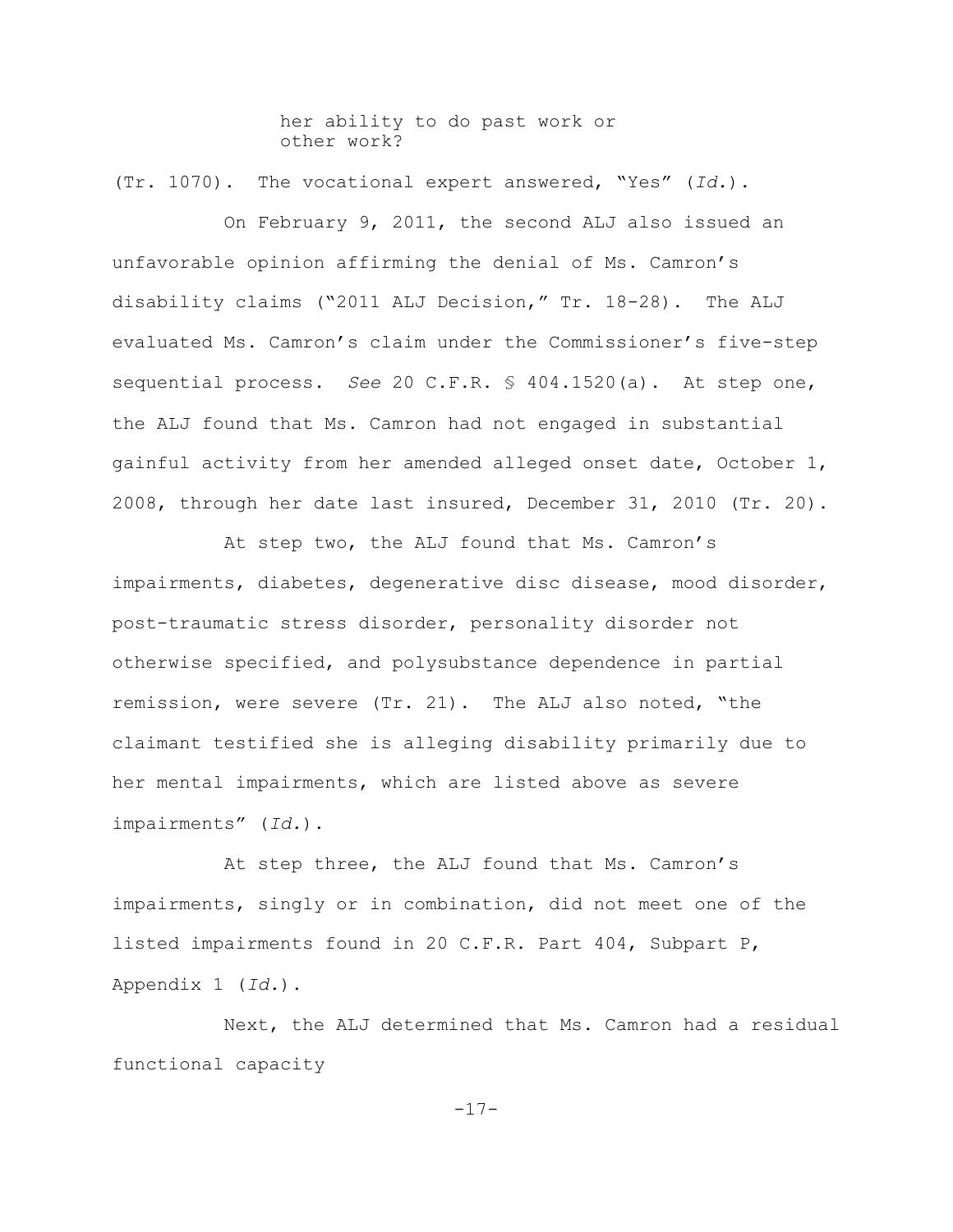> her ability to do past work or
> other work?

(Tr. 1070). The vocational expert answered, "Yes" (*Id.*).

On February 9, 2011, the second ALJ also issued an unfavorable opinion affirming the denial of Ms. Camron's disability claims ("2011 ALJ Decision," Tr. 18-28). The ALJ evaluated Ms. Camron's claim under the Commissioner's five-step sequential process. *See* 20 C.F.R. § 404.1520(a). At step one, the ALJ found that Ms. Camron had not engaged in substantial gainful activity from her amended alleged onset date, October 1, 2008, through her date last insured, December 31, 2010 (Tr. 20).

At step two, the ALJ found that Ms. Camron's impairments, diabetes, degenerative disc disease, mood disorder, post-traumatic stress disorder, personality disorder not otherwise specified, and polysubstance dependence in partial remission, were severe (Tr. 21). The ALJ also noted, "the claimant testified she is alleging disability primarily due to her mental impairments, which are listed above as severe impairments" (*Id.*).

At step three, the ALJ found that Ms. Camron's impairments, singly or in combination, did not meet one of the listed impairments found in 20 C.F.R. Part 404, Subpart P, Appendix 1 (*Id.*).

Next, the ALJ determined that Ms. Camron had a residual functional capacity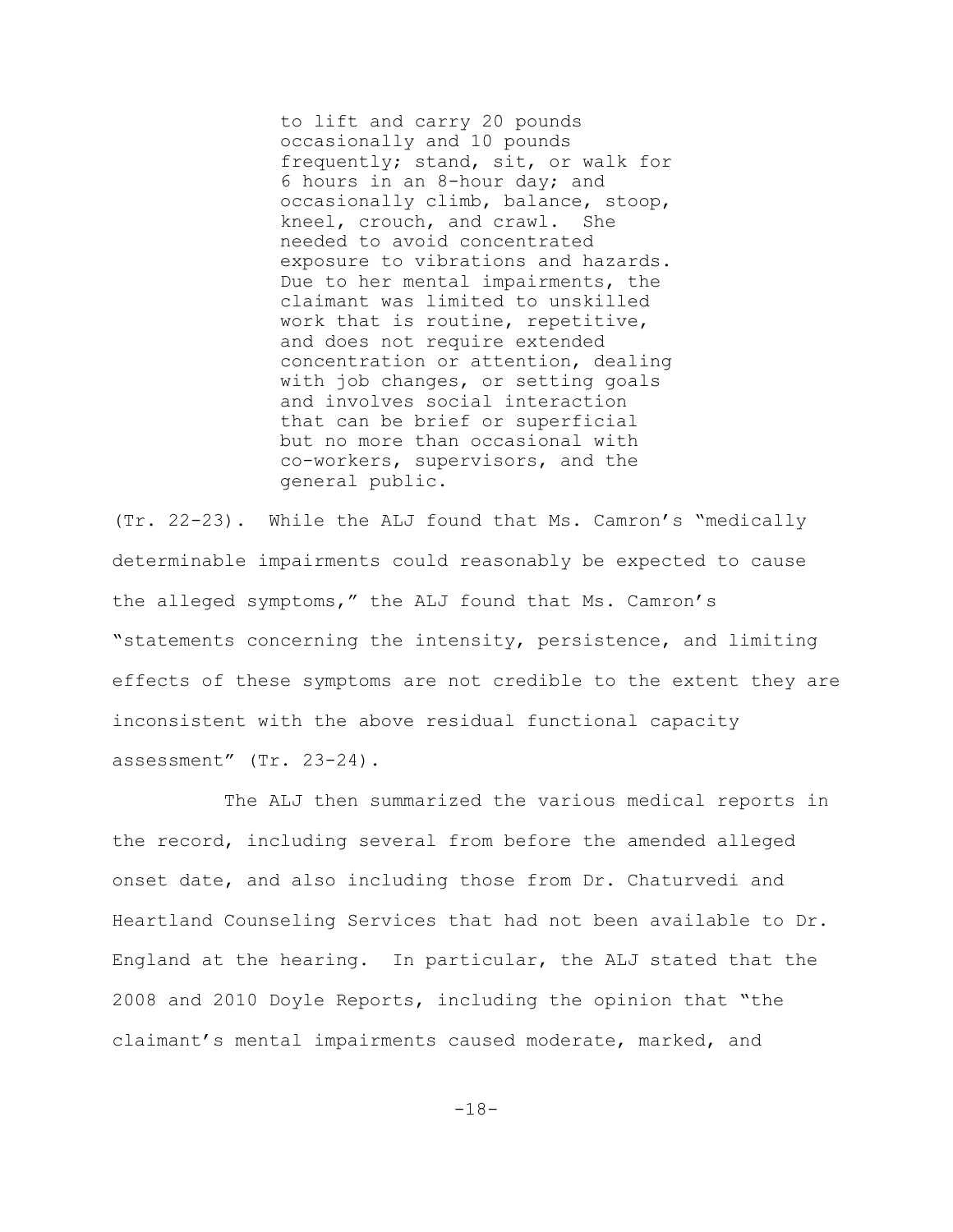> to lift and carry 20 pounds occasionally and 10 pounds frequently; stand, sit, or walk for 6 hours in an 8-hour day; and occasionally climb, balance, stoop, kneel, crouch, and crawl. She needed to avoid concentrated exposure to vibrations and hazards. Due to her mental impairments, the claimant was limited to unskilled work that is routine, repetitive, and does not require extended concentration or attention, dealing with job changes, or setting goals and involves social interaction that can be brief or superficial but no more than occasional with co-workers, supervisors, and the general public.

(Tr. 22-23). While the ALJ found that Ms. Camron's "medically determinable impairments could reasonably be expected to cause the alleged symptoms," the ALJ found that Ms. Camron's "statements concerning the intensity, persistence, and limiting effects of these symptoms are not credible to the extent they are inconsistent with the above residual functional capacity assessment" (Tr. 23-24).

The ALJ then summarized the various medical reports in the record, including several from before the amended alleged onset date, and also including those from Dr. Chaturvedi and Heartland Counseling Services that had not been available to Dr. England at the hearing. In particular, the ALJ stated that the 2008 and 2010 Doyle Reports, including the opinion that "the claimant's mental impairments caused moderate, marked, and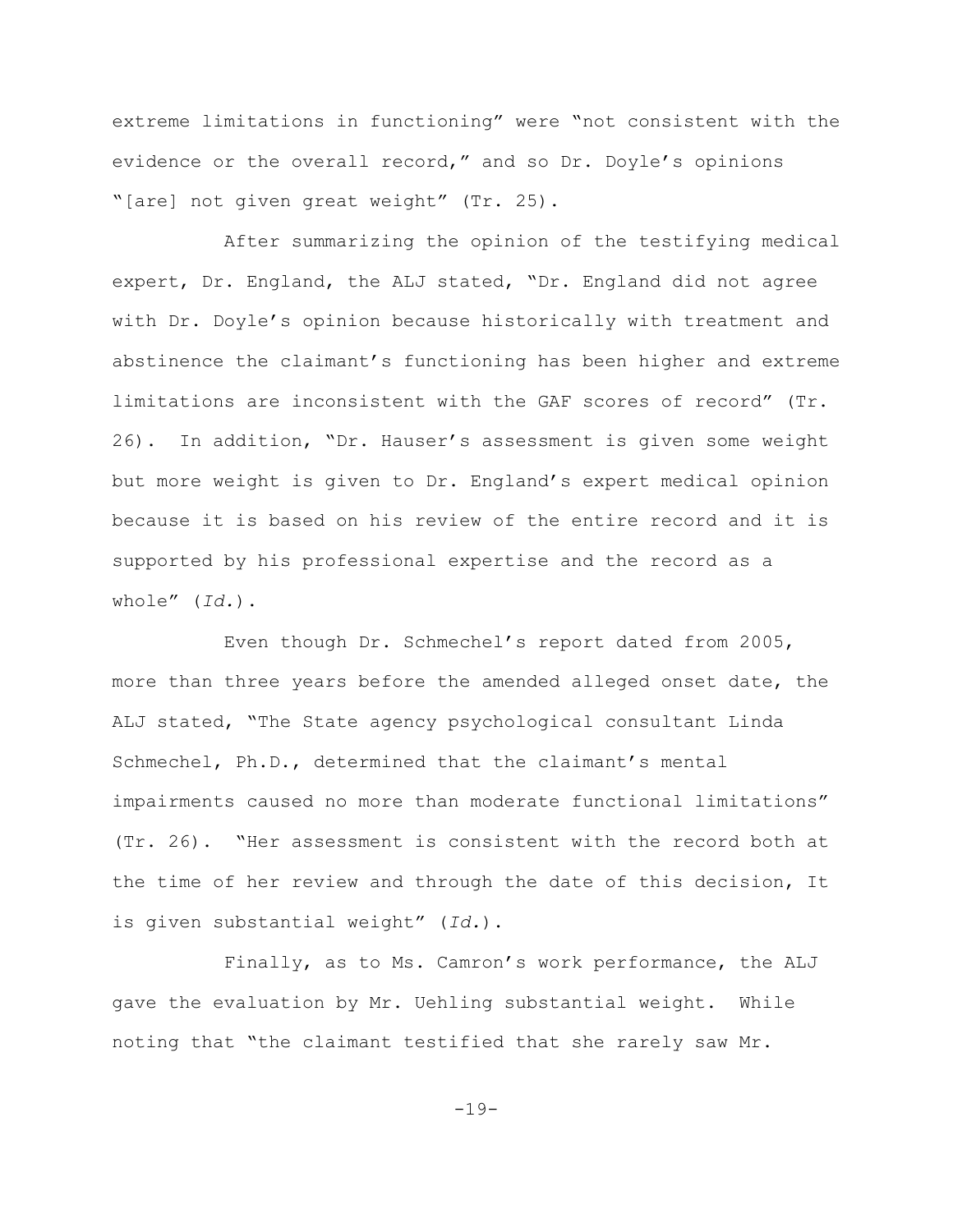extreme limitations in functioning" were "not consistent with the evidence or the overall record," and so Dr. Doyle's opinions "[are] not given great weight" (Tr. 25).

After summarizing the opinion of the testifying medical expert, Dr. England, the ALJ stated, "Dr. England did not agree with Dr. Doyle's opinion because historically with treatment and abstinence the claimant's functioning has been higher and extreme limitations are inconsistent with the GAF scores of record" (Tr. 26). In addition, "Dr. Hauser's assessment is given some weight but more weight is given to Dr. England's expert medical opinion because it is based on his review of the entire record and it is supported by his professional expertise and the record as a whole" (*Id.*).

Even though Dr. Schmechel's report dated from 2005, more than three years before the amended alleged onset date, the ALJ stated, "The State agency psychological consultant Linda Schmechel, Ph.D., determined that the claimant's mental impairments caused no more than moderate functional limitations" (Tr. 26). "Her assessment is consistent with the record both at the time of her review and through the date of this decision, It is given substantial weight" (*Id.*).

Finally, as to Ms. Camron's work performance, the ALJ gave the evaluation by Mr. Uehling substantial weight. While noting that "the claimant testified that she rarely saw Mr.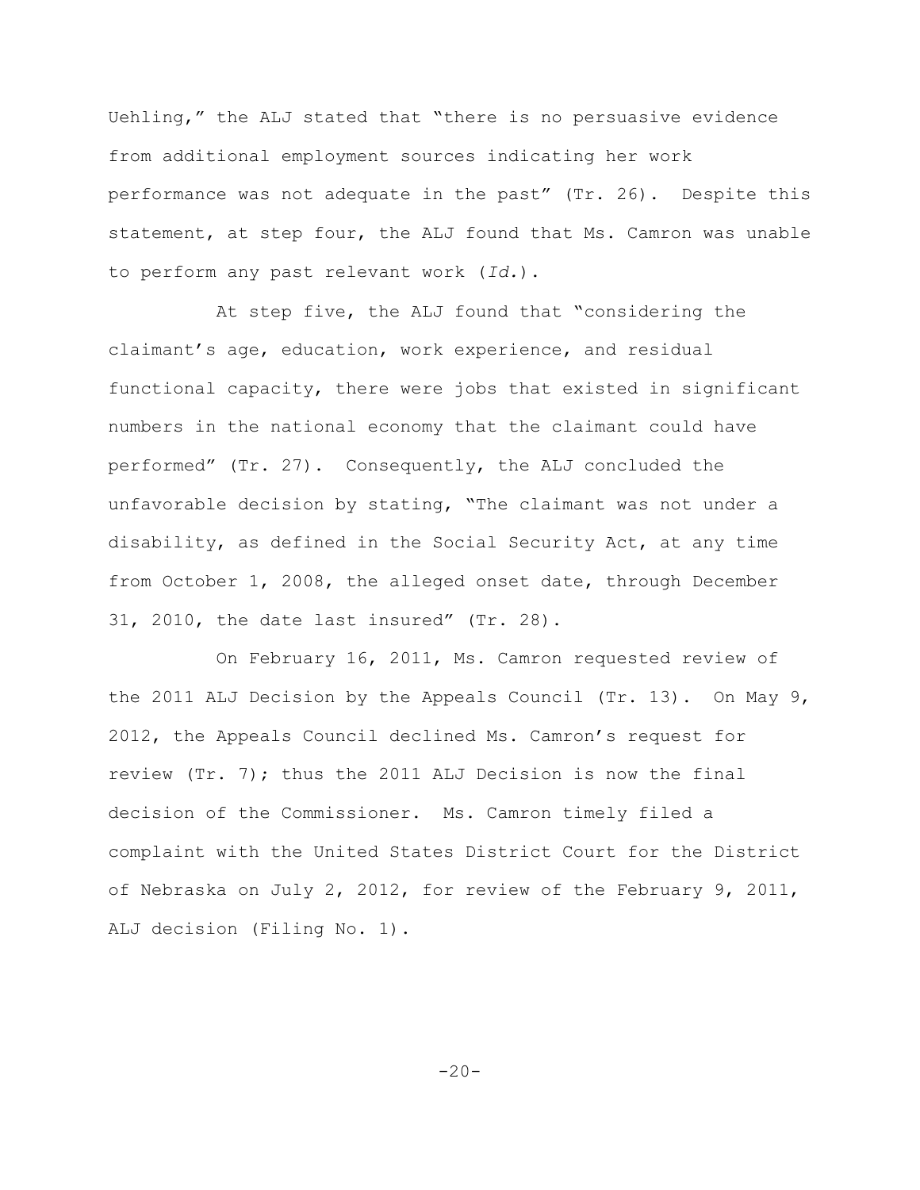Uehling," the ALJ stated that "there is no persuasive evidence from additional employment sources indicating her work performance was not adequate in the past" (Tr. 26). Despite this statement, at step four, the ALJ found that Ms. Camron was unable to perform any past relevant work (*Id.*).

At step five, the ALJ found that "considering the claimant's age, education, work experience, and residual functional capacity, there were jobs that existed in significant numbers in the national economy that the claimant could have performed" (Tr. 27). Consequently, the ALJ concluded the unfavorable decision by stating, "The claimant was not under a disability, as defined in the Social Security Act, at any time from October 1, 2008, the alleged onset date, through December 31, 2010, the date last insured" (Tr. 28).

On February 16, 2011, Ms. Camron requested review of the 2011 ALJ Decision by the Appeals Council (Tr. 13). On May 9, 2012, the Appeals Council declined Ms. Camron's request for review (Tr. 7); thus the 2011 ALJ Decision is now the final decision of the Commissioner. Ms. Camron timely filed a complaint with the United States District Court for the District of Nebraska on July 2, 2012, for review of the February 9, 2011, ALJ decision (Filing No. 1).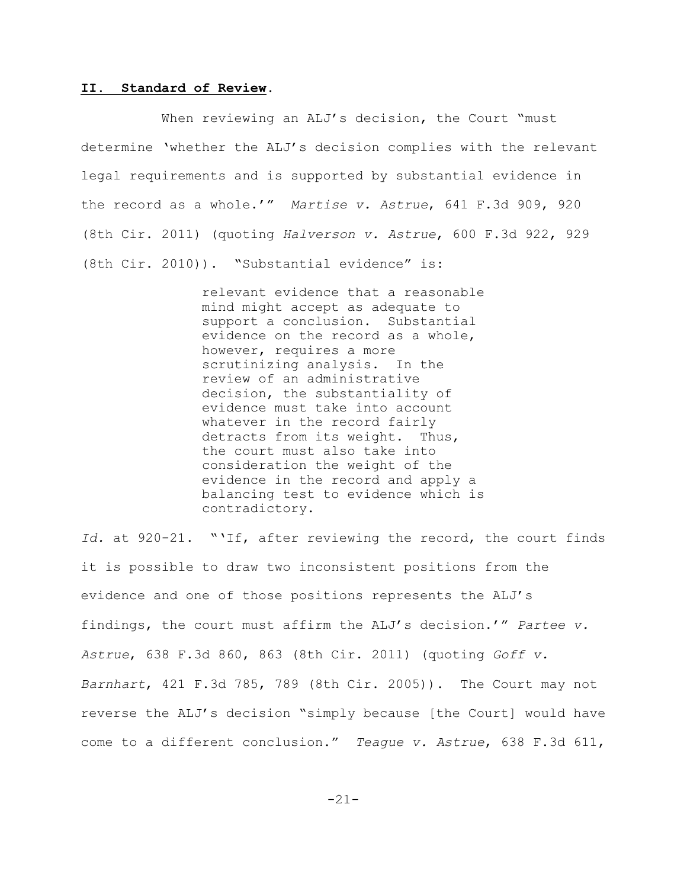## **II. Standard of Review.**

When reviewing an ALJ's decision, the Court "must determine 'whether the ALJ's decision complies with the relevant legal requirements and is supported by substantial evidence in the record as a whole.'" *Martise v. Astrue*, 641 F.3d 909, 920 (8th Cir. 2011) (quoting *Halverson v. Astrue*, 600 F.3d 922, 929 (8th Cir. 2010)). "Substantial evidence" is:

> relevant evidence that a reasonable mind might accept as adequate to support a conclusion. Substantial evidence on the record as a whole, however, requires a more scrutinizing analysis. In the review of an administrative decision, the substantiality of evidence must take into account whatever in the record fairly detracts from its weight. Thus, the court must also take into consideration the weight of the evidence in the record and apply a balancing test to evidence which is contradictory.

*Id.* at 920-21. "'If, after reviewing the record, the court finds it is possible to draw two inconsistent positions from the evidence and one of those positions represents the ALJ's findings, the court must affirm the ALJ's decision.'" *Partee v. Astrue*, 638 F.3d 860, 863 (8th Cir. 2011) (quoting *Goff v. Barnhart*, 421 F.3d 785, 789 (8th Cir. 2005)). The Court may not reverse the ALJ's decision "simply because [the Court] would have come to a different conclusion." *Teague v. Astrue*, 638 F.3d 611,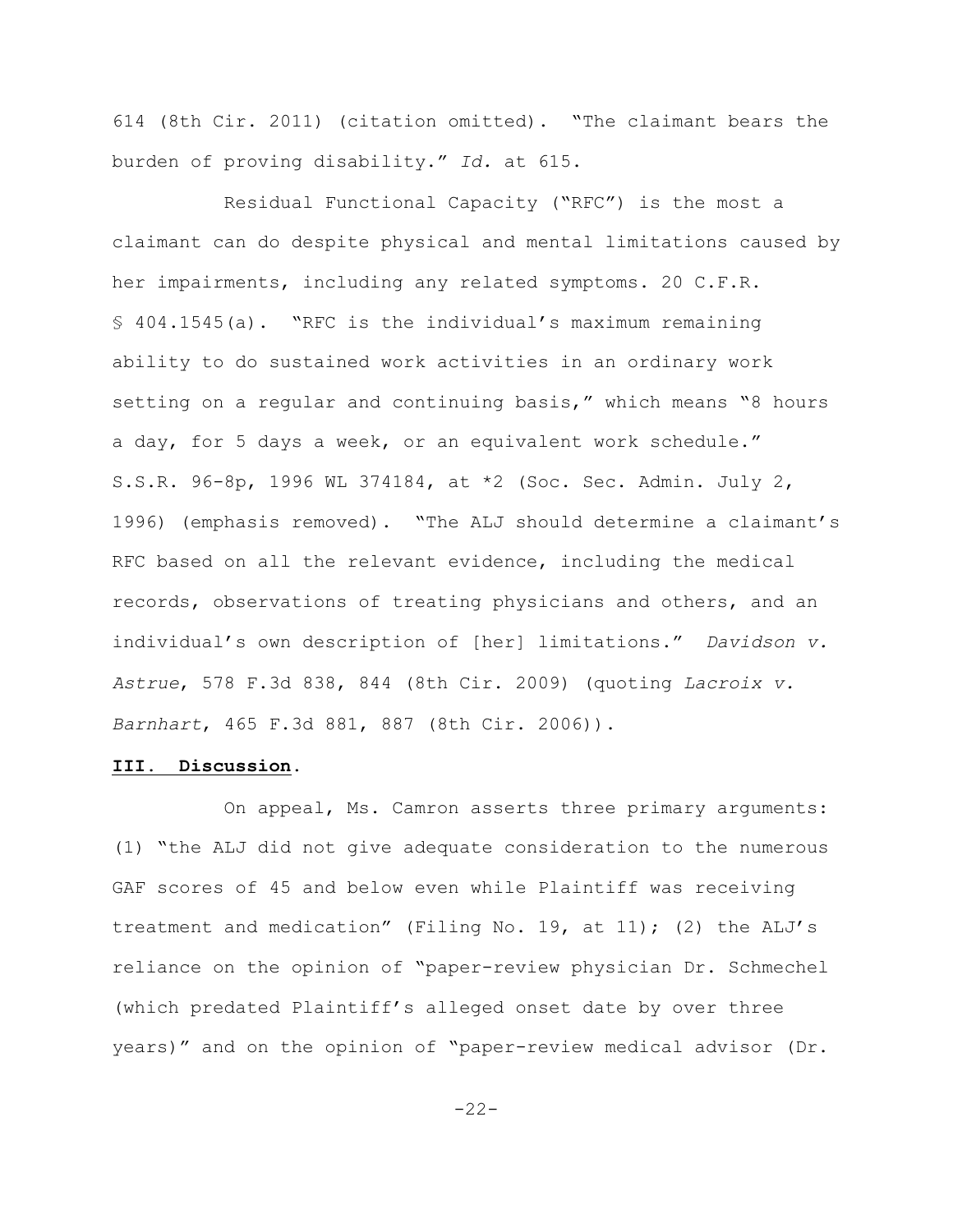614 (8th Cir. 2011) (citation omitted). "The claimant bears the burden of proving disability." *Id.* at 615.

Residual Functional Capacity ("RFC") is the most a claimant can do despite physical and mental limitations caused by her impairments, including any related symptoms. 20 C.F.R. § 404.1545(a). "RFC is the individual's maximum remaining ability to do sustained work activities in an ordinary work setting on a regular and continuing basis," which means "8 hours a day, for 5 days a week, or an equivalent work schedule." S.S.R. 96-8p, 1996 WL 374184, at *2 (Soc. Sec. Admin. July 2, 1996) (emphasis removed). "The ALJ should determine a claimant's RFC based on all the relevant evidence, including the medical records, observations of treating physicians and others, and an individual's own description of [her] limitations." *Davidson v. Astrue*, 578 F.3d 838, 844 (8th Cir. 2009) (quoting *Lacroix v. Barnhart*, 465 F.3d 881, 887 (8th Cir. 2006)).

## **III. Discussion.**

On appeal, Ms. Camron asserts three primary arguments: (1) "the ALJ did not give adequate consideration to the numerous GAF scores of 45 and below even while Plaintiff was receiving treatment and medication" (Filing No. 19, at 11); (2) the ALJ's reliance on the opinion of "paper-review physician Dr. Schmechel (which predated Plaintiff's alleged onset date by over three years)" and on the opinion of "paper-review medical advisor (Dr.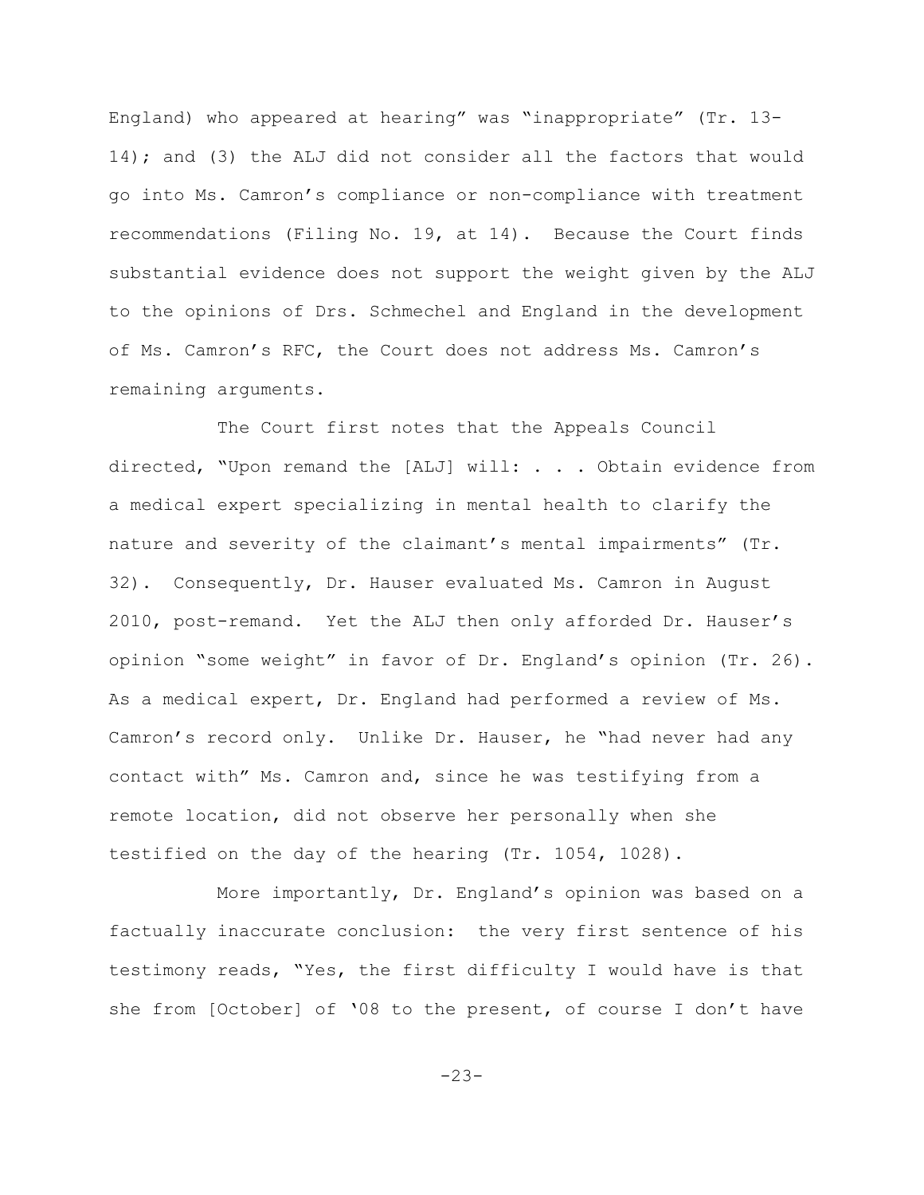England) who appeared at hearing" was "inappropriate" (Tr. 13-14); and (3) the ALJ did not consider all the factors that would go into Ms. Camron's compliance or non-compliance with treatment recommendations (Filing No. 19, at 14). Because the Court finds substantial evidence does not support the weight given by the ALJ to the opinions of Drs. Schmechel and England in the development of Ms. Camron's RFC, the Court does not address Ms. Camron's remaining arguments.

The Court first notes that the Appeals Council directed, "Upon remand the [ALJ] will: . . . Obtain evidence from a medical expert specializing in mental health to clarify the nature and severity of the claimant's mental impairments" (Tr. 32). Consequently, Dr. Hauser evaluated Ms. Camron in August 2010, post-remand. Yet the ALJ then only afforded Dr. Hauser's opinion "some weight" in favor of Dr. England's opinion (Tr. 26). As a medical expert, Dr. England had performed a review of Ms. Camron's record only. Unlike Dr. Hauser, he "had never had any contact with" Ms. Camron and, since he was testifying from a remote location, did not observe her personally when she testified on the day of the hearing (Tr. 1054, 1028).

More importantly, Dr. England's opinion was based on a factually inaccurate conclusion: the very first sentence of his testimony reads, "Yes, the first difficulty I would have is that she from [October] of '08 to the present, of course I don't have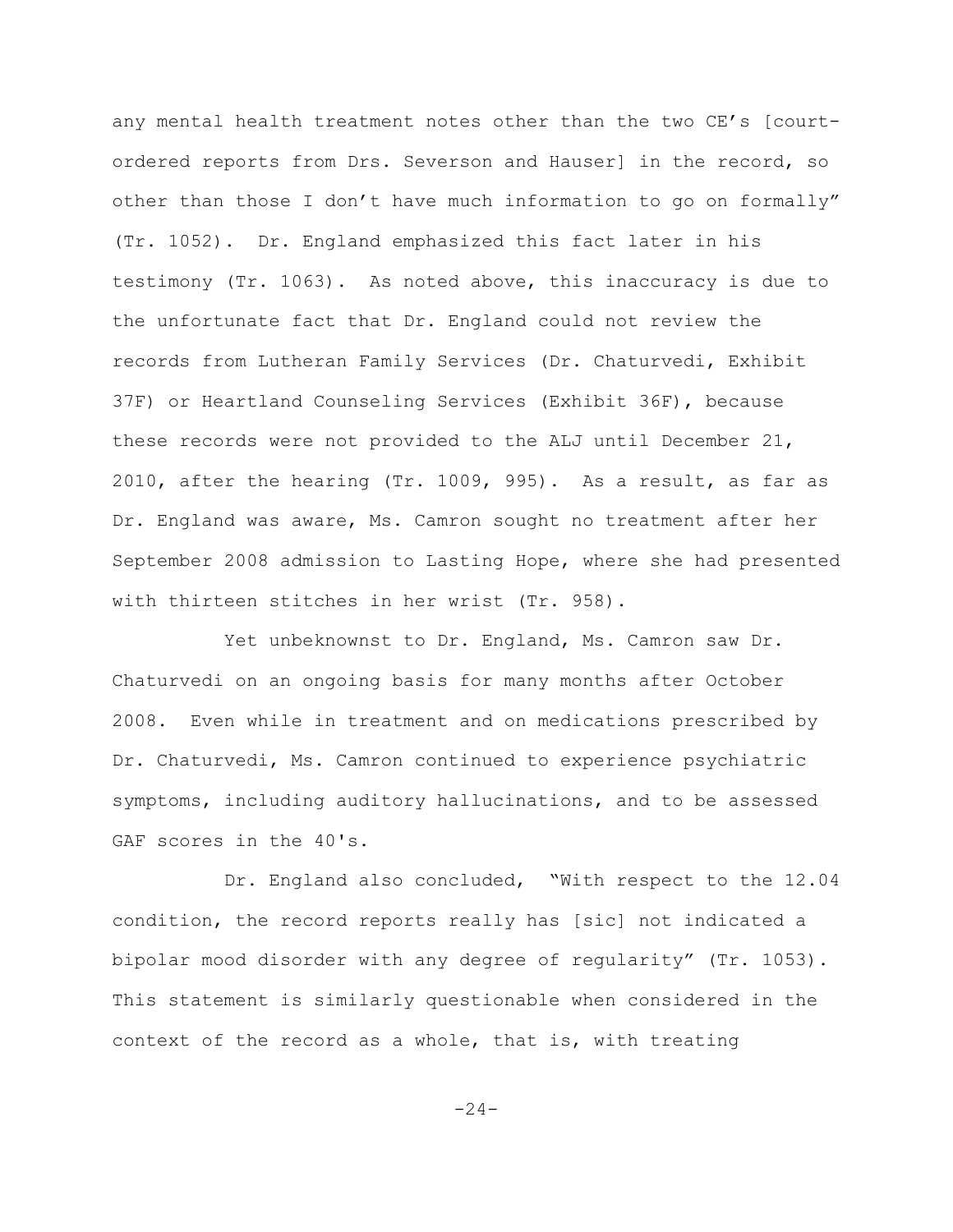any mental health treatment notes other than the two CE's [court-ordered reports from Drs. Severson and Hauser] in the record, so other than those I don't have much information to go on formally" (Tr. 1052). Dr. England emphasized this fact later in his testimony (Tr. 1063). As noted above, this inaccuracy is due to the unfortunate fact that Dr. England could not review the records from Lutheran Family Services (Dr. Chaturvedi, Exhibit 37F) or Heartland Counseling Services (Exhibit 36F), because these records were not provided to the ALJ until December 21, 2010, after the hearing (Tr. 1009, 995). As a result, as far as Dr. England was aware, Ms. Camron sought no treatment after her September 2008 admission to Lasting Hope, where she had presented with thirteen stitches in her wrist (Tr. 958).

Yet unbeknownst to Dr. England, Ms. Camron saw Dr. Chaturvedi on an ongoing basis for many months after October 2008. Even while in treatment and on medications prescribed by Dr. Chaturvedi, Ms. Camron continued to experience psychiatric symptoms, including auditory hallucinations, and to be assessed GAF scores in the 40's.

Dr. England also concluded, "With respect to the 12.04 condition, the record reports really has [sic] not indicated a bipolar mood disorder with any degree of regularity" (Tr. 1053). This statement is similarly questionable when considered in the context of the record as a whole, that is, with treating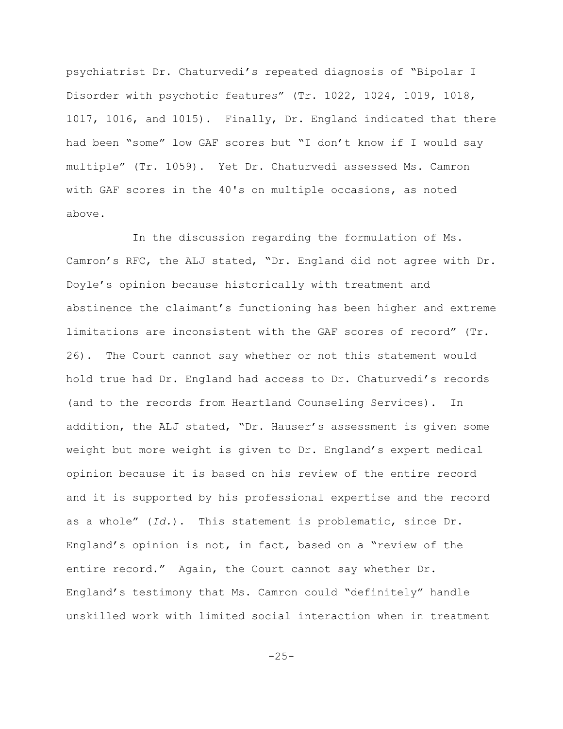psychiatrist Dr. Chaturvedi's repeated diagnosis of "Bipolar I Disorder with psychotic features" (Tr. 1022, 1024, 1019, 1018, 1017, 1016, and 1015). Finally, Dr. England indicated that there had been "some" low GAF scores but "I don't know if I would say multiple" (Tr. 1059). Yet Dr. Chaturvedi assessed Ms. Camron with GAF scores in the 40's on multiple occasions, as noted above.

In the discussion regarding the formulation of Ms. Camron's RFC, the ALJ stated, "Dr. England did not agree with Dr. Doyle's opinion because historically with treatment and abstinence the claimant's functioning has been higher and extreme limitations are inconsistent with the GAF scores of record" (Tr. 26). The Court cannot say whether or not this statement would hold true had Dr. England had access to Dr. Chaturvedi's records (and to the records from Heartland Counseling Services). In addition, the ALJ stated, "Dr. Hauser's assessment is given some weight but more weight is given to Dr. England's expert medical opinion because it is based on his review of the entire record and it is supported by his professional expertise and the record as a whole" (*Id.*). This statement is problematic, since Dr. England's opinion is not, in fact, based on a "review of the entire record." Again, the Court cannot say whether Dr. England's testimony that Ms. Camron could "definitely" handle unskilled work with limited social interaction when in treatment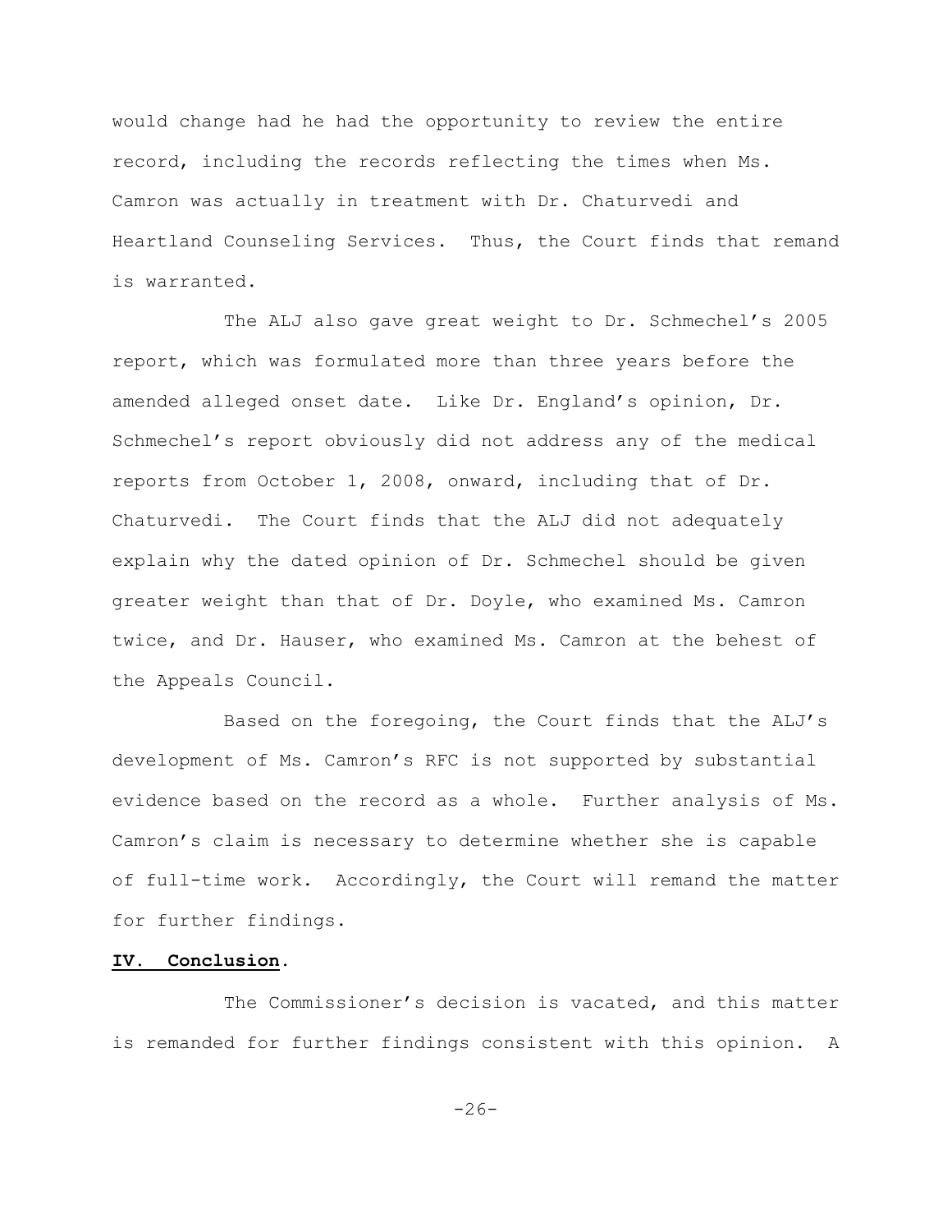would change had he had the opportunity to review the entire record, including the records reflecting the times when Ms. Camron was actually in treatment with Dr. Chaturvedi and Heartland Counseling Services. Thus, the Court finds that remand is warranted.

The ALJ also gave great weight to Dr. Schmechel's 2005 report, which was formulated more than three years before the amended alleged onset date. Like Dr. England's opinion, Dr. Schmechel's report obviously did not address any of the medical reports from October 1, 2008, onward, including that of Dr. Chaturvedi. The Court finds that the ALJ did not adequately explain why the dated opinion of Dr. Schmechel should be given greater weight than that of Dr. Doyle, who examined Ms. Camron twice, and Dr. Hauser, who examined Ms. Camron at the behest of the Appeals Council.

Based on the foregoing, the Court finds that the ALJ's development of Ms. Camron's RFC is not supported by substantial evidence based on the record as a whole. Further analysis of Ms. Camron's claim is necessary to determine whether she is capable of full-time work. Accordingly, the Court will remand the matter for further findings.

## IV. Conclusion.

The Commissioner's decision is vacated, and this matter is remanded for further findings consistent with this opinion. A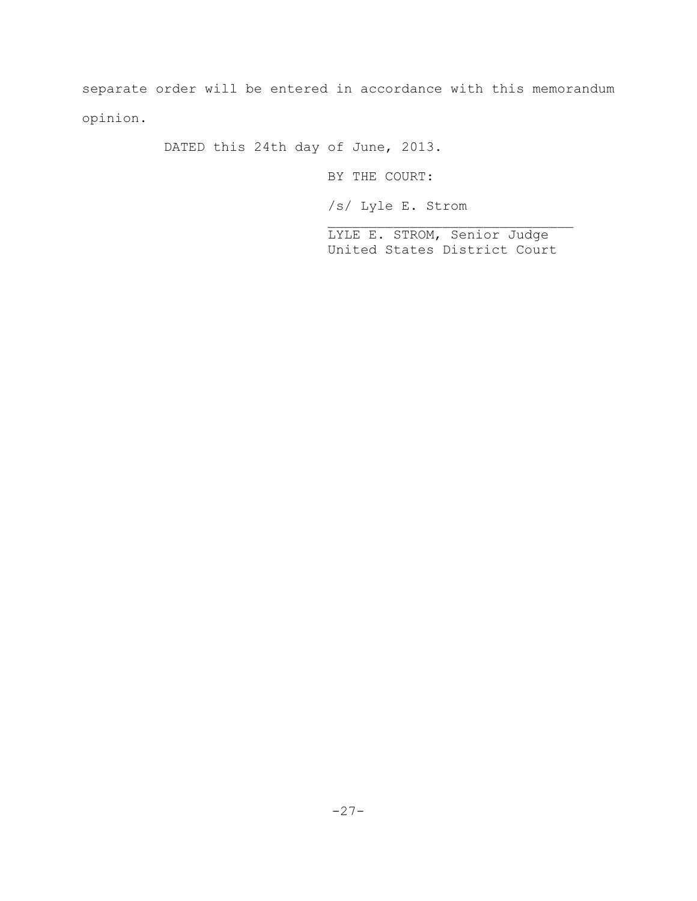separate order will be entered in accordance with this memorandum opinion.

DATED this 24th day of June, 2013.

BY THE COURT:

/s/ Lyle E. Strom

LYLE E. STROM, Senior Judge
United States District Court